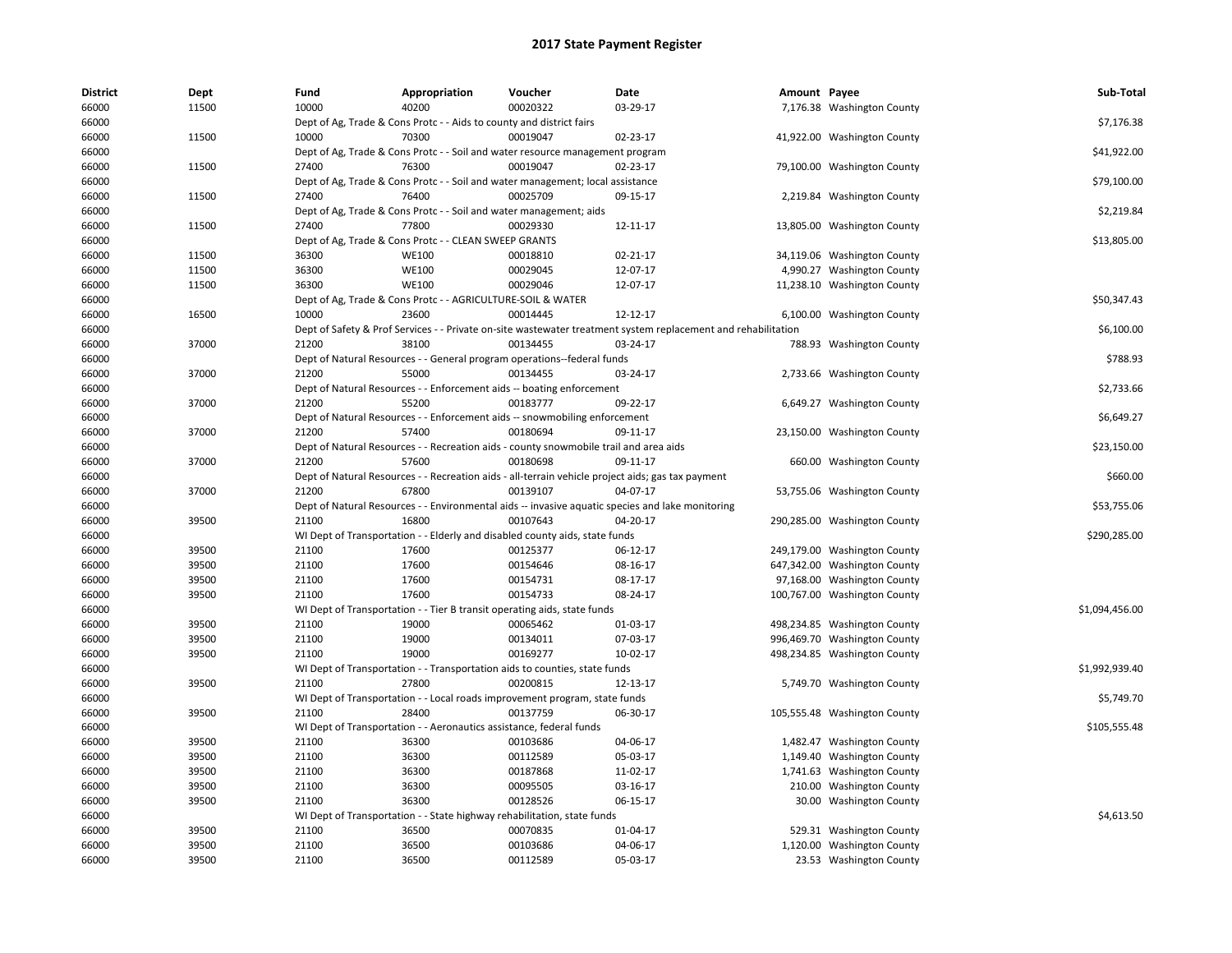# 2017 State Payment Register

| District | Dept | Fund | Appropriation | Voucher | Date | Amount | Payee | Sub-Total |
|---|---|---|---|---|---|---|---|---|
| 66000 | 11500 | 10000 | 40200 | 00020322 | 03-29-17 | 7,176.38 | Washington County | |
| 66000 | | Dept of Ag, Trade & Cons Protc - - Aids to county and district fairs | | | | | | $7,176.38 |
| 66000 | 11500 | 10000 | 70300 | 00019047 | 02-23-17 | 41,922.00 | Washington County | |
| 66000 | | Dept of Ag, Trade & Cons Protc - - Soil and water resource management program | | | | | | $41,922.00 |
| 66000 | 11500 | 27400 | 76300 | 00019047 | 02-23-17 | 79,100.00 | Washington County | |
| 66000 | | Dept of Ag, Trade & Cons Protc - - Soil and water management; local assistance | | | | | | $79,100.00 |
| 66000 | 11500 | 27400 | 76400 | 00025709 | 09-15-17 | 2,219.84 | Washington County | |
| 66000 | | Dept of Ag, Trade & Cons Protc - - Soil and water management; aids | | | | | | $2,219.84 |
| 66000 | 11500 | 27400 | 77800 | 00029330 | 12-11-17 | 13,805.00 | Washington County | |
| 66000 | | Dept of Ag, Trade & Cons Protc - - CLEAN SWEEP GRANTS | | | | | | $13,805.00 |
| 66000 | 11500 | 36300 | WE100 | 00018810 | 02-21-17 | 34,119.06 | Washington County | |
| 66000 | 11500 | 36300 | WE100 | 00029045 | 12-07-17 | 4,990.27 | Washington County | |
| 66000 | 11500 | 36300 | WE100 | 00029046 | 12-07-17 | 11,238.10 | Washington County | |
| 66000 | | Dept of Ag, Trade & Cons Protc - - AGRICULTURE-SOIL & WATER | | | | | | $50,347.43 |
| 66000 | 16500 | 10000 | 23600 | 00014445 | 12-12-17 | 6,100.00 | Washington County | |
| 66000 | | Dept of Safety & Prof Services - - Private on-site wastewater treatment system replacement and rehabilitation | | | | | | $6,100.00 |
| 66000 | 37000 | 21200 | 38100 | 00134455 | 03-24-17 | 788.93 | Washington County | |
| 66000 | | Dept of Natural Resources - - General program operations--federal funds | | | | | | $788.93 |
| 66000 | 37000 | 21200 | 55000 | 00134455 | 03-24-17 | 2,733.66 | Washington County | |
| 66000 | | Dept of Natural Resources - - Enforcement aids -- boating enforcement | | | | | | $2,733.66 |
| 66000 | 37000 | 21200 | 55200 | 00183777 | 09-22-17 | 6,649.27 | Washington County | |
| 66000 | | Dept of Natural Resources - - Enforcement aids -- snowmobiling enforcement | | | | | | $6,649.27 |
| 66000 | 37000 | 21200 | 57400 | 00180694 | 09-11-17 | 23,150.00 | Washington County | |
| 66000 | | Dept of Natural Resources - - Recreation aids - county snowmobile trail and area aids | | | | | | $23,150.00 |
| 66000 | 37000 | 21200 | 57600 | 00180698 | 09-11-17 | 660.00 | Washington County | |
| 66000 | | Dept of Natural Resources - - Recreation aids - all-terrain vehicle project aids; gas tax payment | | | | | | $660.00 |
| 66000 | 37000 | 21200 | 67800 | 00139107 | 04-07-17 | 53,755.06 | Washington County | |
| 66000 | | Dept of Natural Resources - - Environmental aids -- invasive aquatic species and lake monitoring | | | | | | $53,755.06 |
| 66000 | 39500 | 21100 | 16800 | 00107643 | 04-20-17 | 290,285.00 | Washington County | |
| 66000 | | WI Dept of Transportation - - Elderly and disabled county aids, state funds | | | | | | $290,285.00 |
| 66000 | 39500 | 21100 | 17600 | 00125377 | 06-12-17 | 249,179.00 | Washington County | |
| 66000 | 39500 | 21100 | 17600 | 00154646 | 08-16-17 | 647,342.00 | Washington County | |
| 66000 | 39500 | 21100 | 17600 | 00154731 | 08-17-17 | 97,168.00 | Washington County | |
| 66000 | 39500 | 21100 | 17600 | 00154733 | 08-24-17 | 100,767.00 | Washington County | |
| 66000 | | WI Dept of Transportation - - Tier B transit operating aids, state funds | | | | | | $1,094,456.00 |
| 66000 | 39500 | 21100 | 19000 | 00065462 | 01-03-17 | 498,234.85 | Washington County | |
| 66000 | 39500 | 21100 | 19000 | 00134011 | 07-03-17 | 996,469.70 | Washington County | |
| 66000 | 39500 | 21100 | 19000 | 00169277 | 10-02-17 | 498,234.85 | Washington County | |
| 66000 | | WI Dept of Transportation - - Transportation aids to counties, state funds | | | | | | $1,992,939.40 |
| 66000 | 39500 | 21100 | 27800 | 00200815 | 12-13-17 | 5,749.70 | Washington County | |
| 66000 | | WI Dept of Transportation - - Local roads improvement program, state funds | | | | | | $5,749.70 |
| 66000 | 39500 | 21100 | 28400 | 00137759 | 06-30-17 | 105,555.48 | Washington County | |
| 66000 | | WI Dept of Transportation - - Aeronautics assistance, federal funds | | | | | | $105,555.48 |
| 66000 | 39500 | 21100 | 36300 | 00103686 | 04-06-17 | 1,482.47 | Washington County | |
| 66000 | 39500 | 21100 | 36300 | 00112589 | 05-03-17 | 1,149.40 | Washington County | |
| 66000 | 39500 | 21100 | 36300 | 00187868 | 11-02-17 | 1,741.63 | Washington County | |
| 66000 | 39500 | 21100 | 36300 | 00095505 | 03-16-17 | 210.00 | Washington County | |
| 66000 | 39500 | 21100 | 36300 | 00128526 | 06-15-17 | 30.00 | Washington County | |
| 66000 | | WI Dept of Transportation - - State highway rehabilitation, state funds | | | | | | $4,613.50 |
| 66000 | 39500 | 21100 | 36500 | 00070835 | 01-04-17 | 529.31 | Washington County | |
| 66000 | 39500 | 21100 | 36500 | 00103686 | 04-06-17 | 1,120.00 | Washington County | |
| 66000 | 39500 | 21100 | 36500 | 00112589 | 05-03-17 | 23.53 | Washington County | |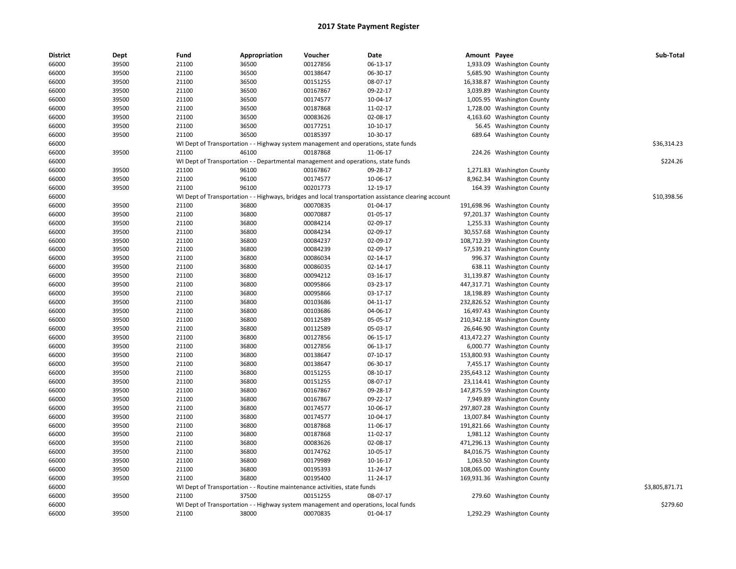# 2017 State Payment Register

| District | Dept | Fund | Appropriation | Voucher | Date | Amount | Payee | Sub-Total |
|---|---|---|---|---|---|---|---|---|
| 66000 | 39500 | 21100 | 36500 | 00127856 | 06-13-17 | 1,933.09 | Washington County | |
| 66000 | 39500 | 21100 | 36500 | 00138647 | 06-30-17 | 5,685.90 | Washington County | |
| 66000 | 39500 | 21100 | 36500 | 00151255 | 08-07-17 | 16,338.87 | Washington County | |
| 66000 | 39500 | 21100 | 36500 | 00167867 | 09-22-17 | 3,039.89 | Washington County | |
| 66000 | 39500 | 21100 | 36500 | 00174577 | 10-04-17 | 1,005.95 | Washington County | |
| 66000 | 39500 | 21100 | 36500 | 00187868 | 11-02-17 | 1,728.00 | Washington County | |
| 66000 | 39500 | 21100 | 36500 | 00083626 | 02-08-17 | 4,163.60 | Washington County | |
| 66000 | 39500 | 21100 | 36500 | 00177251 | 10-10-17 | 56.45 | Washington County | |
| 66000 | 39500 | 21100 | 36500 | 00185397 | 10-30-17 | 689.64 | Washington County | |
| 66000 | | WI Dept of Transportation - - Highway system management and operations, state funds | | | | | | $36,314.23 |
| 66000 | 39500 | 21100 | 46100 | 00187868 | 11-06-17 | 224.26 | Washington County | |
| 66000 | | WI Dept of Transportation - - Departmental management and operations, state funds | | | | | | $224.26 |
| 66000 | 39500 | 21100 | 96100 | 00167867 | 09-28-17 | 1,271.83 | Washington County | |
| 66000 | 39500 | 21100 | 96100 | 00174577 | 10-06-17 | 8,962.34 | Washington County | |
| 66000 | 39500 | 21100 | 96100 | 00201773 | 12-19-17 | 164.39 | Washington County | |
| 66000 | | WI Dept of Transportation - - Highways, bridges and local transportation assistance clearing account | | | | | | $10,398.56 |
| 66000 | 39500 | 21100 | 36800 | 00070835 | 01-04-17 | 191,698.96 | Washington County | |
| 66000 | 39500 | 21100 | 36800 | 00070887 | 01-05-17 | 97,201.37 | Washington County | |
| 66000 | 39500 | 21100 | 36800 | 00084214 | 02-09-17 | 1,255.33 | Washington County | |
| 66000 | 39500 | 21100 | 36800 | 00084234 | 02-09-17 | 30,557.68 | Washington County | |
| 66000 | 39500 | 21100 | 36800 | 00084237 | 02-09-17 | 108,712.39 | Washington County | |
| 66000 | 39500 | 21100 | 36800 | 00084239 | 02-09-17 | 57,539.21 | Washington County | |
| 66000 | 39500 | 21100 | 36800 | 00086034 | 02-14-17 | 996.37 | Washington County | |
| 66000 | 39500 | 21100 | 36800 | 00086035 | 02-14-17 | 638.11 | Washington County | |
| 66000 | 39500 | 21100 | 36800 | 00094212 | 03-16-17 | 31,139.87 | Washington County | |
| 66000 | 39500 | 21100 | 36800 | 00095866 | 03-23-17 | 447,317.71 | Washington County | |
| 66000 | 39500 | 21100 | 36800 | 00095866 | 03-17-17 | 18,198.89 | Washington County | |
| 66000 | 39500 | 21100 | 36800 | 00103686 | 04-11-17 | 232,826.52 | Washington County | |
| 66000 | 39500 | 21100 | 36800 | 00103686 | 04-06-17 | 16,497.43 | Washington County | |
| 66000 | 39500 | 21100 | 36800 | 00112589 | 05-05-17 | 210,342.18 | Washington County | |
| 66000 | 39500 | 21100 | 36800 | 00112589 | 05-03-17 | 26,646.90 | Washington County | |
| 66000 | 39500 | 21100 | 36800 | 00127856 | 06-15-17 | 413,472.27 | Washington County | |
| 66000 | 39500 | 21100 | 36800 | 00127856 | 06-13-17 | 6,000.77 | Washington County | |
| 66000 | 39500 | 21100 | 36800 | 00138647 | 07-10-17 | 153,800.93 | Washington County | |
| 66000 | 39500 | 21100 | 36800 | 00138647 | 06-30-17 | 7,455.17 | Washington County | |
| 66000 | 39500 | 21100 | 36800 | 00151255 | 08-10-17 | 235,643.12 | Washington County | |
| 66000 | 39500 | 21100 | 36800 | 00151255 | 08-07-17 | 23,114.41 | Washington County | |
| 66000 | 39500 | 21100 | 36800 | 00167867 | 09-28-17 | 147,875.59 | Washington County | |
| 66000 | 39500 | 21100 | 36800 | 00167867 | 09-22-17 | 7,949.89 | Washington County | |
| 66000 | 39500 | 21100 | 36800 | 00174577 | 10-06-17 | 297,807.28 | Washington County | |
| 66000 | 39500 | 21100 | 36800 | 00174577 | 10-04-17 | 13,007.84 | Washington County | |
| 66000 | 39500 | 21100 | 36800 | 00187868 | 11-06-17 | 191,821.66 | Washington County | |
| 66000 | 39500 | 21100 | 36800 | 00187868 | 11-02-17 | 1,981.12 | Washington County | |
| 66000 | 39500 | 21100 | 36800 | 00083626 | 02-08-17 | 471,296.13 | Washington County | |
| 66000 | 39500 | 21100 | 36800 | 00174762 | 10-05-17 | 84,016.75 | Washington County | |
| 66000 | 39500 | 21100 | 36800 | 00179989 | 10-16-17 | 1,063.50 | Washington County | |
| 66000 | 39500 | 21100 | 36800 | 00195393 | 11-24-17 | 108,065.00 | Washington County | |
| 66000 | 39500 | 21100 | 36800 | 00195400 | 11-24-17 | 169,931.36 | Washington County | |
| 66000 | | WI Dept of Transportation - - Routine maintenance activities, state funds | | | | | | $3,805,871.71 |
| 66000 | 39500 | 21100 | 37500 | 00151255 | 08-07-17 | 279.60 | Washington County | |
| 66000 | | WI Dept of Transportation - - Highway system management and operations, local funds | | | | | | $279.60 |
| 66000 | 39500 | 21100 | 38000 | 00070835 | 01-04-17 | 1,292.29 | Washington County | |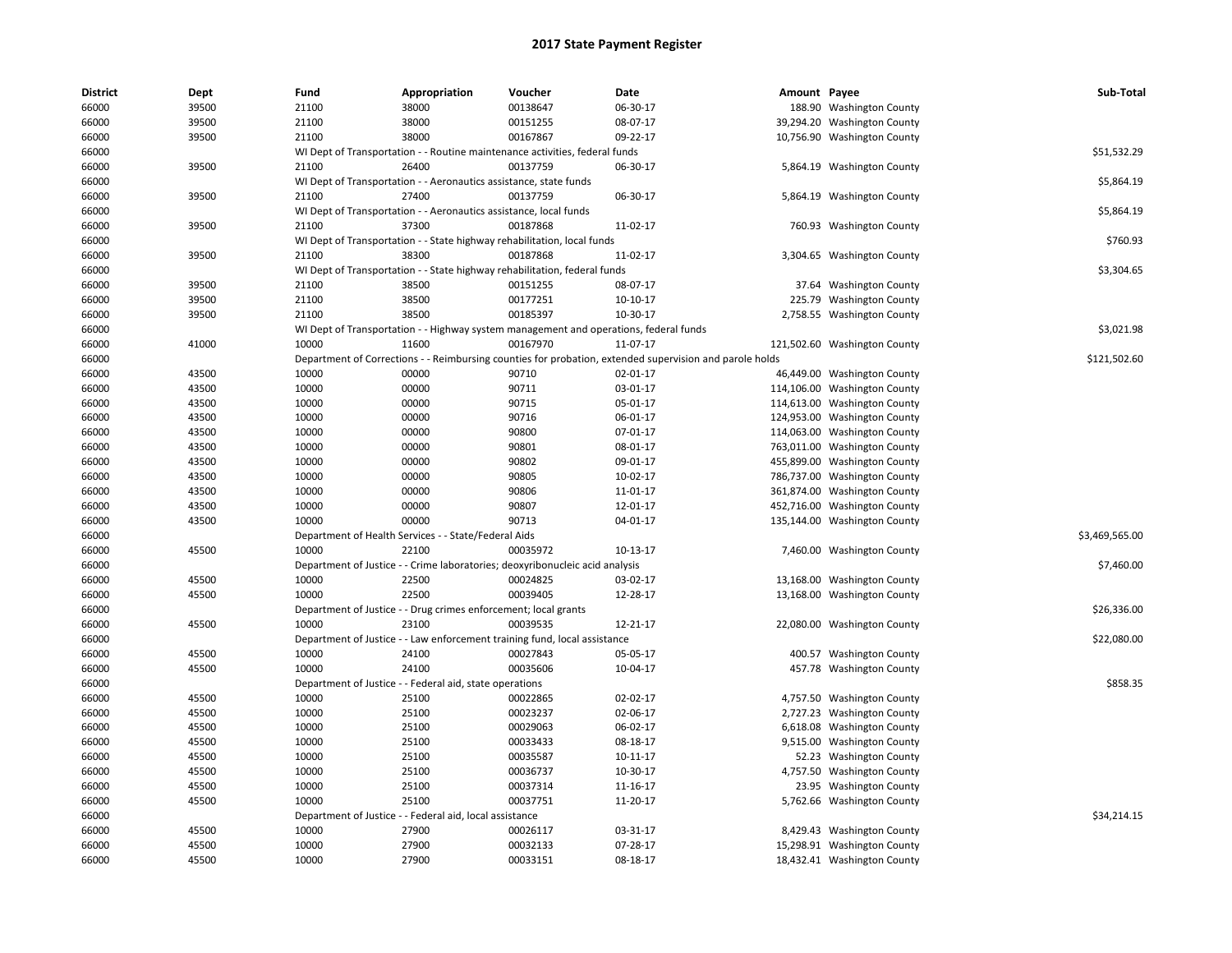# 2017 State Payment Register

| District | Dept | Fund | Appropriation | Voucher | Date | Amount | Payee | Sub-Total |
|---|---|---|---|---|---|---|---|---|
| 66000 | 39500 | 21100 | 38000 | 00138647 | 06-30-17 | 188.90 | Washington County | |
| 66000 | 39500 | 21100 | 38000 | 00151255 | 08-07-17 | 39,294.20 | Washington County | |
| 66000 | 39500 | 21100 | 38000 | 00167867 | 09-22-17 | 10,756.90 | Washington County | |
| 66000 | | WI Dept of Transportation - - Routine maintenance activities, federal funds | | | | | | $51,532.29 |
| 66000 | 39500 | 21100 | 26400 | 00137759 | 06-30-17 | 5,864.19 | Washington County | |
| 66000 | | WI Dept of Transportation - - Aeronautics assistance, state funds | | | | | | $5,864.19 |
| 66000 | 39500 | 21100 | 27400 | 00137759 | 06-30-17 | 5,864.19 | Washington County | |
| 66000 | | WI Dept of Transportation - - Aeronautics assistance, local funds | | | | | | $5,864.19 |
| 66000 | 39500 | 21100 | 37300 | 00187868 | 11-02-17 | 760.93 | Washington County | |
| 66000 | | WI Dept of Transportation - - State highway rehabilitation, local funds | | | | | | $760.93 |
| 66000 | 39500 | 21100 | 38300 | 00187868 | 11-02-17 | 3,304.65 | Washington County | |
| 66000 | | WI Dept of Transportation - - State highway rehabilitation, federal funds | | | | | | $3,304.65 |
| 66000 | 39500 | 21100 | 38500 | 00151255 | 08-07-17 | 37.64 | Washington County | |
| 66000 | 39500 | 21100 | 38500 | 00177251 | 10-10-17 | 225.79 | Washington County | |
| 66000 | 39500 | 21100 | 38500 | 00185397 | 10-30-17 | 2,758.55 | Washington County | |
| 66000 | | WI Dept of Transportation - - Highway system management and operations, federal funds | | | | | | $3,021.98 |
| 66000 | 41000 | 10000 | 11600 | 00167970 | 11-07-17 | 121,502.60 | Washington County | |
| 66000 | | Department of Corrections - - Reimbursing counties for probation, extended supervision and parole holds | | | | | | $121,502.60 |
| 66000 | 43500 | 10000 | 00000 | 90710 | 02-01-17 | 46,449.00 | Washington County | |
| 66000 | 43500 | 10000 | 00000 | 90711 | 03-01-17 | 114,106.00 | Washington County | |
| 66000 | 43500 | 10000 | 00000 | 90715 | 05-01-17 | 114,613.00 | Washington County | |
| 66000 | 43500 | 10000 | 00000 | 90716 | 06-01-17 | 124,953.00 | Washington County | |
| 66000 | 43500 | 10000 | 00000 | 90800 | 07-01-17 | 114,063.00 | Washington County | |
| 66000 | 43500 | 10000 | 00000 | 90801 | 08-01-17 | 763,011.00 | Washington County | |
| 66000 | 43500 | 10000 | 00000 | 90802 | 09-01-17 | 455,899.00 | Washington County | |
| 66000 | 43500 | 10000 | 00000 | 90805 | 10-02-17 | 786,737.00 | Washington County | |
| 66000 | 43500 | 10000 | 00000 | 90806 | 11-01-17 | 361,874.00 | Washington County | |
| 66000 | 43500 | 10000 | 00000 | 90807 | 12-01-17 | 452,716.00 | Washington County | |
| 66000 | 43500 | 10000 | 00000 | 90713 | 04-01-17 | 135,144.00 | Washington County | |
| 66000 | | Department of Health Services - - State/Federal Aids | | | | | | $3,469,565.00 |
| 66000 | 45500 | 10000 | 22100 | 00035972 | 10-13-17 | 7,460.00 | Washington County | |
| 66000 | | Department of Justice - - Crime laboratories; deoxyribonucleic acid analysis | | | | | | $7,460.00 |
| 66000 | 45500 | 10000 | 22500 | 00024825 | 03-02-17 | 13,168.00 | Washington County | |
| 66000 | 45500 | 10000 | 22500 | 00039405 | 12-28-17 | 13,168.00 | Washington County | |
| 66000 | | Department of Justice - - Drug crimes enforcement; local grants | | | | | | $26,336.00 |
| 66000 | 45500 | 10000 | 23100 | 00039535 | 12-21-17 | 22,080.00 | Washington County | |
| 66000 | | Department of Justice - - Law enforcement training fund, local assistance | | | | | | $22,080.00 |
| 66000 | 45500 | 10000 | 24100 | 00027843 | 05-05-17 | 400.57 | Washington County | |
| 66000 | 45500 | 10000 | 24100 | 00035606 | 10-04-17 | 457.78 | Washington County | |
| 66000 | | Department of Justice - - Federal aid, state operations | | | | | | $858.35 |
| 66000 | 45500 | 10000 | 25100 | 00022865 | 02-02-17 | 4,757.50 | Washington County | |
| 66000 | 45500 | 10000 | 25100 | 00023237 | 02-06-17 | 2,727.23 | Washington County | |
| 66000 | 45500 | 10000 | 25100 | 00029063 | 06-02-17 | 6,618.08 | Washington County | |
| 66000 | 45500 | 10000 | 25100 | 00033433 | 08-18-17 | 9,515.00 | Washington County | |
| 66000 | 45500 | 10000 | 25100 | 00035587 | 10-11-17 | 52.23 | Washington County | |
| 66000 | 45500 | 10000 | 25100 | 00036737 | 10-30-17 | 4,757.50 | Washington County | |
| 66000 | 45500 | 10000 | 25100 | 00037314 | 11-16-17 | 23.95 | Washington County | |
| 66000 | 45500 | 10000 | 25100 | 00037751 | 11-20-17 | 5,762.66 | Washington County | |
| 66000 | | Department of Justice - - Federal aid, local assistance | | | | | | $34,214.15 |
| 66000 | 45500 | 10000 | 27900 | 00026117 | 03-31-17 | 8,429.43 | Washington County | |
| 66000 | 45500 | 10000 | 27900 | 00032133 | 07-28-17 | 15,298.91 | Washington County | |
| 66000 | 45500 | 10000 | 27900 | 00033151 | 08-18-17 | 18,432.41 | Washington County | |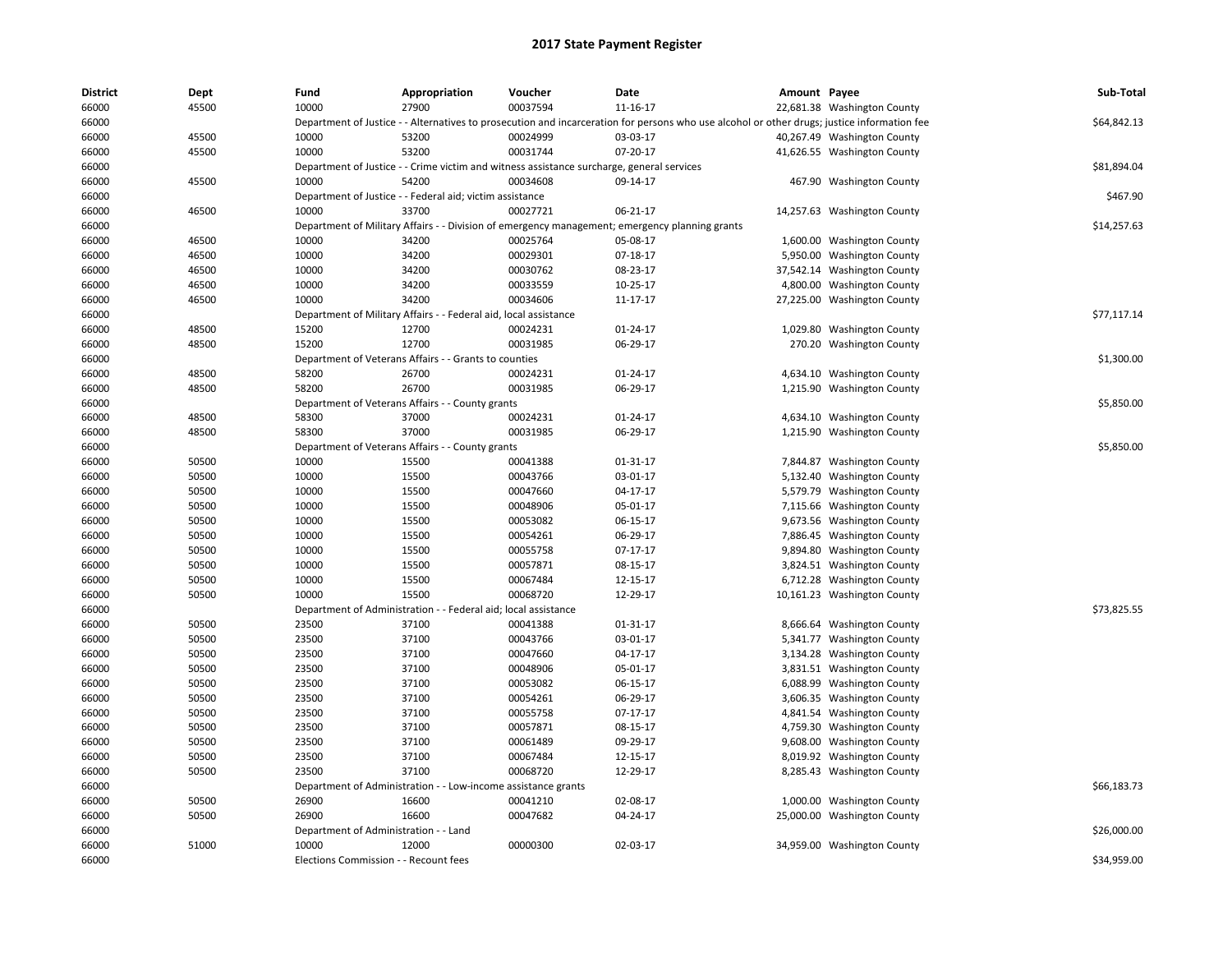# 2017 State Payment Register

| District | Dept | Fund | Appropriation | Voucher | Date | Amount | Payee | Sub-Total |
|---|---|---|---|---|---|---|---|---|
| 66000 | 45500 | 10000 | 27900 | 00037594 | 11-16-17 | 22,681.38 | Washington County | |
| 66000 | | Department of Justice - - Alternatives to prosecution and incarceration for persons who use alcohol or other drugs; justice information fee | | | | | | $64,842.13 |
| 66000 | 45500 | 10000 | 53200 | 00024999 | 03-03-17 | 40,267.49 | Washington County | |
| 66000 | 45500 | 10000 | 53200 | 00031744 | 07-20-17 | 41,626.55 | Washington County | |
| 66000 | | Department of Justice - - Crime victim and witness assistance surcharge, general services | | | | | | $81,894.04 |
| 66000 | 45500 | 10000 | 54200 | 00034608 | 09-14-17 | 467.90 | Washington County | |
| 66000 | | Department of Justice - - Federal aid; victim assistance | | | | | | $467.90 |
| 66000 | 46500 | 10000 | 33700 | 00027721 | 06-21-17 | 14,257.63 | Washington County | |
| 66000 | | Department of Military Affairs - - Division of emergency management; emergency planning grants | | | | | | $14,257.63 |
| 66000 | 46500 | 10000 | 34200 | 00025764 | 05-08-17 | 1,600.00 | Washington County | |
| 66000 | 46500 | 10000 | 34200 | 00029301 | 07-18-17 | 5,950.00 | Washington County | |
| 66000 | 46500 | 10000 | 34200 | 00030762 | 08-23-17 | 37,542.14 | Washington County | |
| 66000 | 46500 | 10000 | 34200 | 00033559 | 10-25-17 | 4,800.00 | Washington County | |
| 66000 | 46500 | 10000 | 34200 | 00034606 | 11-17-17 | 27,225.00 | Washington County | |
| 66000 | | Department of Military Affairs - - Federal aid, local assistance | | | | | | $77,117.14 |
| 66000 | 48500 | 15200 | 12700 | 00024231 | 01-24-17 | 1,029.80 | Washington County | |
| 66000 | 48500 | 15200 | 12700 | 00031985 | 06-29-17 | 270.20 | Washington County | |
| 66000 | | Department of Veterans Affairs - - Grants to counties | | | | | | $1,300.00 |
| 66000 | 48500 | 58200 | 26700 | 00024231 | 01-24-17 | 4,634.10 | Washington County | |
| 66000 | 48500 | 58200 | 26700 | 00031985 | 06-29-17 | 1,215.90 | Washington County | |
| 66000 | | Department of Veterans Affairs - - County grants | | | | | | $5,850.00 |
| 66000 | 48500 | 58300 | 37000 | 00024231 | 01-24-17 | 4,634.10 | Washington County | |
| 66000 | 48500 | 58300 | 37000 | 00031985 | 06-29-17 | 1,215.90 | Washington County | |
| 66000 | | Department of Veterans Affairs - - County grants | | | | | | $5,850.00 |
| 66000 | 50500 | 10000 | 15500 | 00041388 | 01-31-17 | 7,844.87 | Washington County | |
| 66000 | 50500 | 10000 | 15500 | 00043766 | 03-01-17 | 5,132.40 | Washington County | |
| 66000 | 50500 | 10000 | 15500 | 00047660 | 04-17-17 | 5,579.79 | Washington County | |
| 66000 | 50500 | 10000 | 15500 | 00048906 | 05-01-17 | 7,115.66 | Washington County | |
| 66000 | 50500 | 10000 | 15500 | 00053082 | 06-15-17 | 9,673.56 | Washington County | |
| 66000 | 50500 | 10000 | 15500 | 00054261 | 06-29-17 | 7,886.45 | Washington County | |
| 66000 | 50500 | 10000 | 15500 | 00055758 | 07-17-17 | 9,894.80 | Washington County | |
| 66000 | 50500 | 10000 | 15500 | 00057871 | 08-15-17 | 3,824.51 | Washington County | |
| 66000 | 50500 | 10000 | 15500 | 00067484 | 12-15-17 | 6,712.28 | Washington County | |
| 66000 | 50500 | 10000 | 15500 | 00068720 | 12-29-17 | 10,161.23 | Washington County | |
| 66000 | | Department of Administration - - Federal aid; local assistance | | | | | | $73,825.55 |
| 66000 | 50500 | 23500 | 37100 | 00041388 | 01-31-17 | 8,666.64 | Washington County | |
| 66000 | 50500 | 23500 | 37100 | 00043766 | 03-01-17 | 5,341.77 | Washington County | |
| 66000 | 50500 | 23500 | 37100 | 00047660 | 04-17-17 | 3,134.28 | Washington County | |
| 66000 | 50500 | 23500 | 37100 | 00048906 | 05-01-17 | 3,831.51 | Washington County | |
| 66000 | 50500 | 23500 | 37100 | 00053082 | 06-15-17 | 6,088.99 | Washington County | |
| 66000 | 50500 | 23500 | 37100 | 00054261 | 06-29-17 | 3,606.35 | Washington County | |
| 66000 | 50500 | 23500 | 37100 | 00055758 | 07-17-17 | 4,841.54 | Washington County | |
| 66000 | 50500 | 23500 | 37100 | 00057871 | 08-15-17 | 4,759.30 | Washington County | |
| 66000 | 50500 | 23500 | 37100 | 00061489 | 09-29-17 | 9,608.00 | Washington County | |
| 66000 | 50500 | 23500 | 37100 | 00067484 | 12-15-17 | 8,019.92 | Washington County | |
| 66000 | 50500 | 23500 | 37100 | 00068720 | 12-29-17 | 8,285.43 | Washington County | |
| 66000 | | Department of Administration - - Low-income assistance grants | | | | | | $66,183.73 |
| 66000 | 50500 | 26900 | 16600 | 00041210 | 02-08-17 | 1,000.00 | Washington County | |
| 66000 | 50500 | 26900 | 16600 | 00047682 | 04-24-17 | 25,000.00 | Washington County | |
| 66000 | | Department of Administration - - Land | | | | | | $26,000.00 |
| 66000 | 51000 | 10000 | 12000 | 00000300 | 02-03-17 | 34,959.00 | Washington County | |
| 66000 | | Elections Commission - - Recount fees | | | | | | $34,959.00 |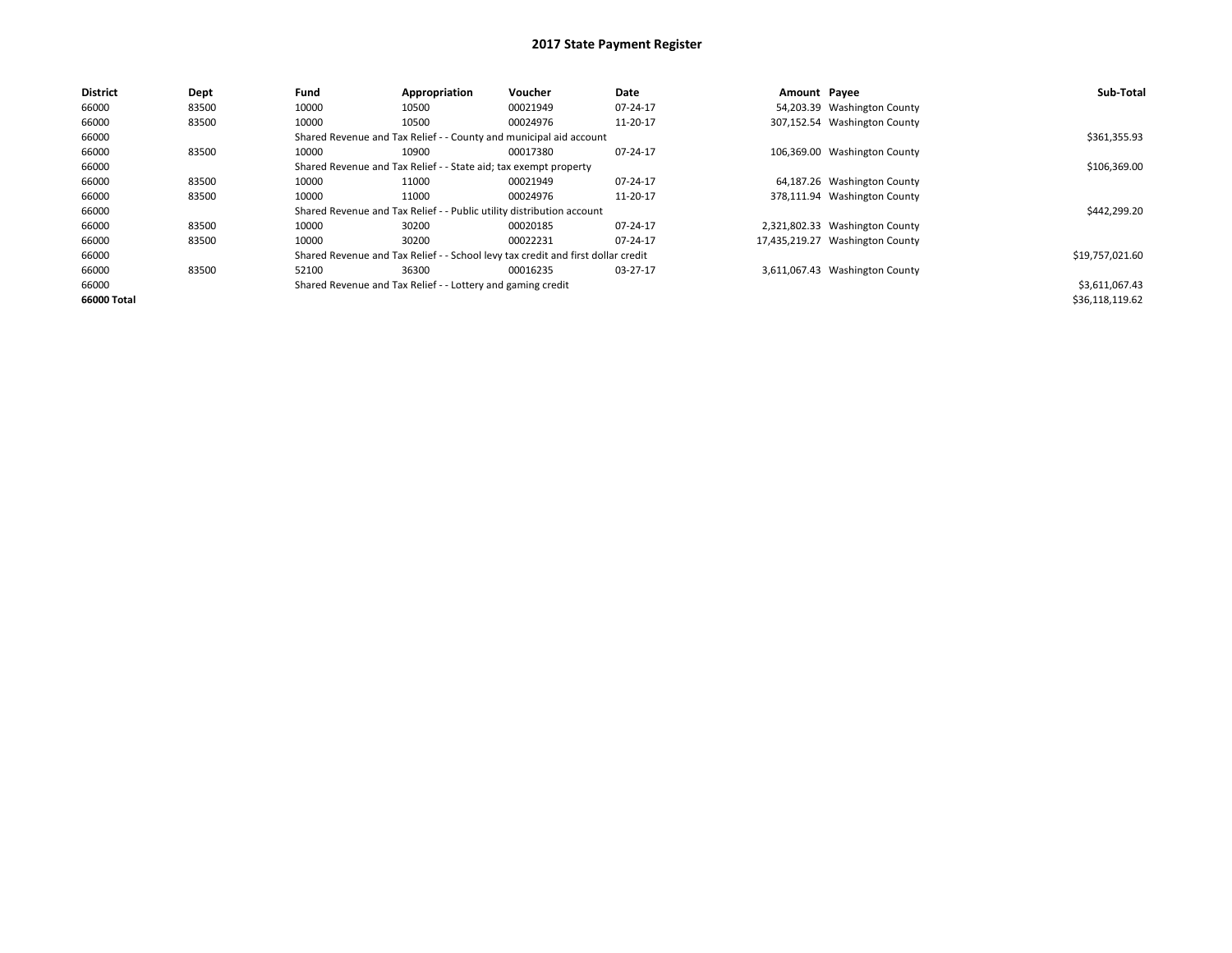# 2017 State Payment Register

| District | Dept | Fund | Appropriation | Voucher | Date | Amount | Payee | Sub-Total |
|---|---|---|---|---|---|---|---|---|
| 66000 | 83500 | 10000 | 10500 | 00021949 | 07-24-17 | 54,203.39 | Washington County | |
| 66000 | 83500 | 10000 | 10500 | 00024976 | 11-20-17 | 307,152.54 | Washington County | |
| 66000 | | Shared Revenue and Tax Relief - - County and municipal aid account | | | | | | $361,355.93 |
| 66000 | 83500 | 10000 | 10900 | 00017380 | 07-24-17 | 106,369.00 | Washington County | |
| 66000 | | Shared Revenue and Tax Relief - - State aid; tax exempt property | | | | | | $106,369.00 |
| 66000 | 83500 | 10000 | 11000 | 00021949 | 07-24-17 | 64,187.26 | Washington County | |
| 66000 | 83500 | 10000 | 11000 | 00024976 | 11-20-17 | 378,111.94 | Washington County | |
| 66000 | | Shared Revenue and Tax Relief - - Public utility distribution account | | | | | | $442,299.20 |
| 66000 | 83500 | 10000 | 30200 | 00020185 | 07-24-17 | 2,321,802.33 | Washington County | |
| 66000 | 83500 | 10000 | 30200 | 00022231 | 07-24-17 | 17,435,219.27 | Washington County | |
| 66000 | | Shared Revenue and Tax Relief - - School levy tax credit and first dollar credit | | | | | | $19,757,021.60 |
| 66000 | 83500 | 52100 | 36300 | 00016235 | 03-27-17 | 3,611,067.43 | Washington County | |
| 66000 | | Shared Revenue and Tax Relief - - Lottery and gaming credit | | | | | | $3,611,067.43 |
| **66000 Total** | | | | | | | | $36,118,119.62 |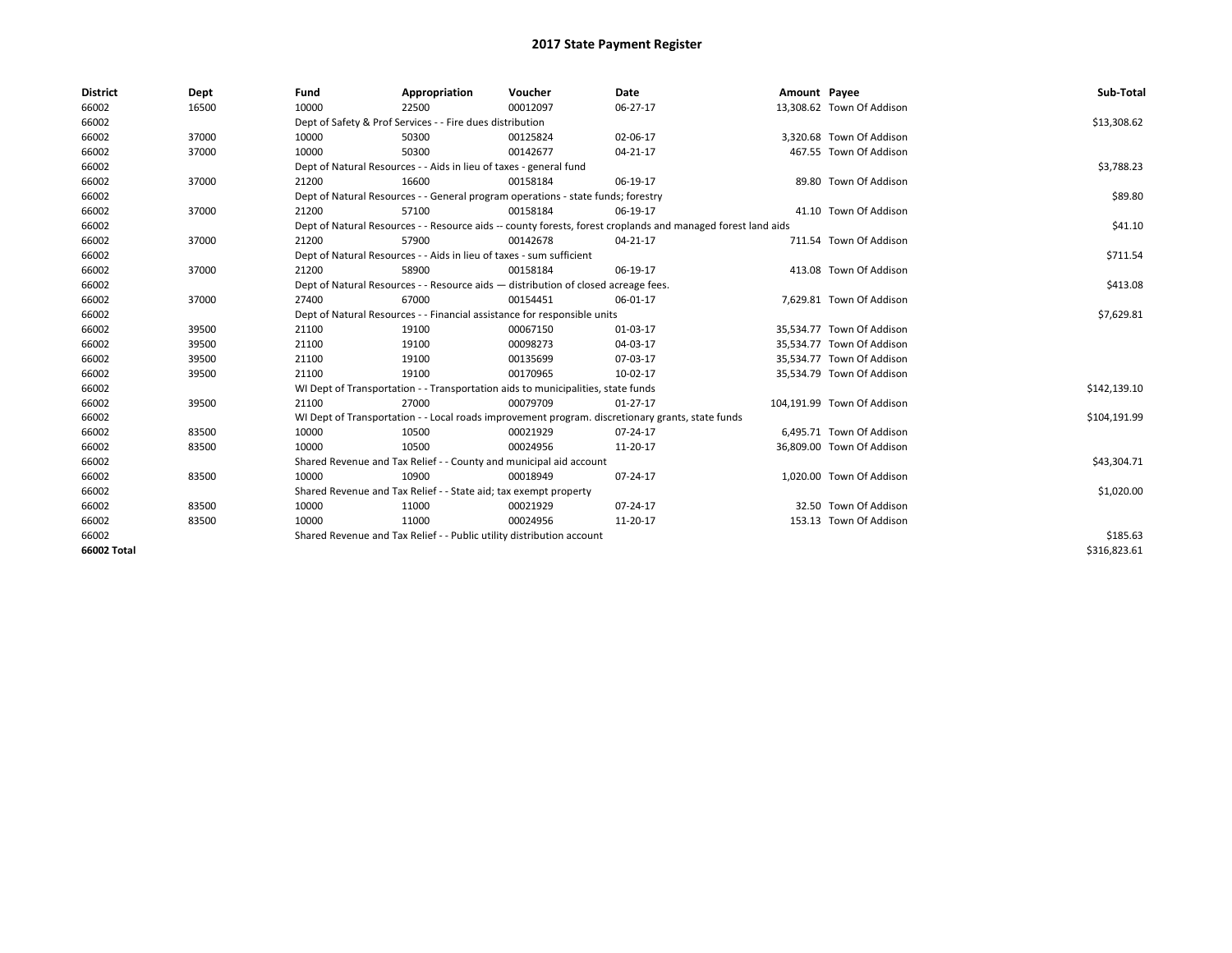# 2017 State Payment Register

| District | Dept | Fund | Appropriation | Voucher | Date | Amount | Payee | Sub-Total |
|---|---|---|---|---|---|---|---|---|
| 66002 | 16500 | 10000 | 22500 | 00012097 | 06-27-17 | 13,308.62 | Town Of Addison | |
| 66002 | | Dept of Safety & Prof Services - - Fire dues distribution | | | | | | $13,308.62 |
| 66002 | 37000 | 10000 | 50300 | 00125824 | 02-06-17 | 3,320.68 | Town Of Addison | |
| 66002 | 37000 | 10000 | 50300 | 00142677 | 04-21-17 | 467.55 | Town Of Addison | |
| 66002 | | Dept of Natural Resources - - Aids in lieu of taxes - general fund | | | | | | $3,788.23 |
| 66002 | 37000 | 21200 | 16600 | 00158184 | 06-19-17 | 89.80 | Town Of Addison | |
| 66002 | | Dept of Natural Resources - - General program operations - state funds; forestry | | | | | | $89.80 |
| 66002 | 37000 | 21200 | 57100 | 00158184 | 06-19-17 | 41.10 | Town Of Addison | |
| 66002 | | Dept of Natural Resources - - Resource aids -- county forests, forest croplands and managed forest land aids | | | | | | $41.10 |
| 66002 | 37000 | 21200 | 57900 | 00142678 | 04-21-17 | 711.54 | Town Of Addison | |
| 66002 | | Dept of Natural Resources - - Aids in lieu of taxes - sum sufficient | | | | | | $711.54 |
| 66002 | 37000 | 21200 | 58900 | 00158184 | 06-19-17 | 413.08 | Town Of Addison | |
| 66002 | | Dept of Natural Resources - - Resource aids — distribution of closed acreage fees. | | | | | | $413.08 |
| 66002 | 37000 | 27400 | 67000 | 00154451 | 06-01-17 | 7,629.81 | Town Of Addison | |
| 66002 | | Dept of Natural Resources - - Financial assistance for responsible units | | | | | | $7,629.81 |
| 66002 | 39500 | 21100 | 19100 | 00067150 | 01-03-17 | 35,534.77 | Town Of Addison | |
| 66002 | 39500 | 21100 | 19100 | 00098273 | 04-03-17 | 35,534.77 | Town Of Addison | |
| 66002 | 39500 | 21100 | 19100 | 00135699 | 07-03-17 | 35,534.77 | Town Of Addison | |
| 66002 | 39500 | 21100 | 19100 | 00170965 | 10-02-17 | 35,534.79 | Town Of Addison | |
| 66002 | | WI Dept of Transportation - - Transportation aids to municipalities, state funds | | | | | | $142,139.10 |
| 66002 | 39500 | 21100 | 27000 | 00079709 | 01-27-17 | 104,191.99 | Town Of Addison | |
| 66002 | | WI Dept of Transportation - - Local roads improvement program. discretionary grants, state funds | | | | | | $104,191.99 |
| 66002 | 83500 | 10000 | 10500 | 00021929 | 07-24-17 | 6,495.71 | Town Of Addison | |
| 66002 | 83500 | 10000 | 10500 | 00024956 | 11-20-17 | 36,809.00 | Town Of Addison | |
| 66002 | | Shared Revenue and Tax Relief - - County and municipal aid account | | | | | | $43,304.71 |
| 66002 | 83500 | 10000 | 10900 | 00018949 | 07-24-17 | 1,020.00 | Town Of Addison | |
| 66002 | | Shared Revenue and Tax Relief - - State aid; tax exempt property | | | | | | $1,020.00 |
| 66002 | 83500 | 10000 | 11000 | 00021929 | 07-24-17 | 32.50 | Town Of Addison | |
| 66002 | 83500 | 10000 | 11000 | 00024956 | 11-20-17 | 153.13 | Town Of Addison | |
| 66002 | | Shared Revenue and Tax Relief - - Public utility distribution account | | | | | | $185.63 |
| **66002 Total** | | | | | | | | $316,823.61 |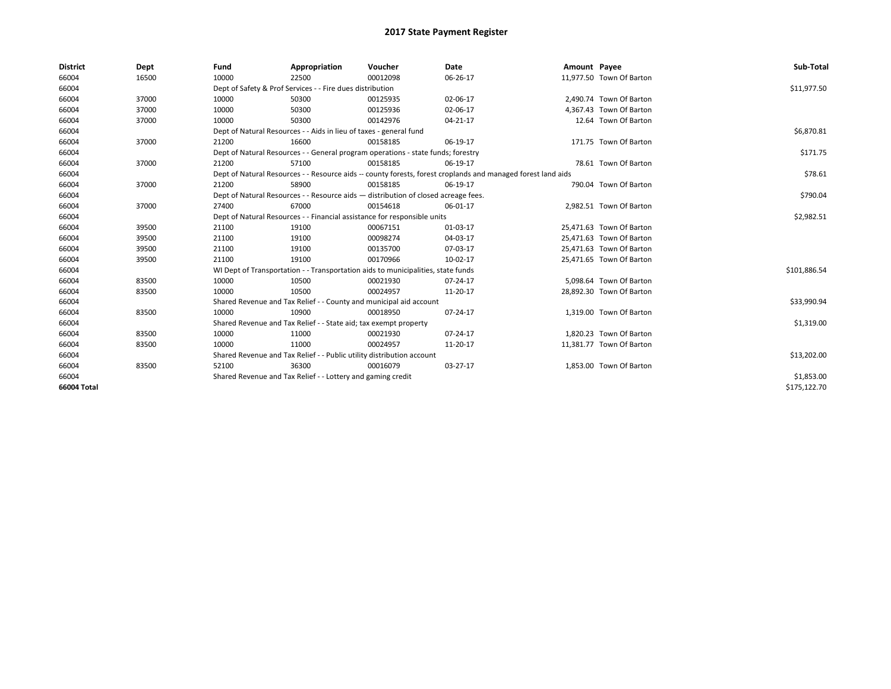# 2017 State Payment Register

| District | Dept | Fund | Appropriation | Voucher | Date | Amount | Payee | Sub-Total |
|---|---|---|---|---|---|---|---|---|
| 66004 | 16500 | 10000 | 22500 | 00012098 | 06-26-17 | 11,977.50 | Town Of Barton | |
| 66004 | | Dept of Safety & Prof Services - - Fire dues distribution | | | | | | $11,977.50 |
| 66004 | 37000 | 10000 | 50300 | 00125935 | 02-06-17 | 2,490.74 | Town Of Barton | |
| 66004 | 37000 | 10000 | 50300 | 00125936 | 02-06-17 | 4,367.43 | Town Of Barton | |
| 66004 | 37000 | 10000 | 50300 | 00142976 | 04-21-17 | 12.64 | Town Of Barton | |
| 66004 | | Dept of Natural Resources - - Aids in lieu of taxes - general fund | | | | | | $6,870.81 |
| 66004 | 37000 | 21200 | 16600 | 00158185 | 06-19-17 | 171.75 | Town Of Barton | |
| 66004 | | Dept of Natural Resources - - General program operations - state funds; forestry | | | | | | $171.75 |
| 66004 | 37000 | 21200 | 57100 | 00158185 | 06-19-17 | 78.61 | Town Of Barton | |
| 66004 | | Dept of Natural Resources - - Resource aids -- county forests, forest croplands and managed forest land aids | | | | | | $78.61 |
| 66004 | 37000 | 21200 | 58900 | 00158185 | 06-19-17 | 790.04 | Town Of Barton | |
| 66004 | | Dept of Natural Resources - - Resource aids — distribution of closed acreage fees. | | | | | | $790.04 |
| 66004 | 37000 | 27400 | 67000 | 00154618 | 06-01-17 | 2,982.51 | Town Of Barton | |
| 66004 | | Dept of Natural Resources - - Financial assistance for responsible units | | | | | | $2,982.51 |
| 66004 | 39500 | 21100 | 19100 | 00067151 | 01-03-17 | 25,471.63 | Town Of Barton | |
| 66004 | 39500 | 21100 | 19100 | 00098274 | 04-03-17 | 25,471.63 | Town Of Barton | |
| 66004 | 39500 | 21100 | 19100 | 00135700 | 07-03-17 | 25,471.63 | Town Of Barton | |
| 66004 | 39500 | 21100 | 19100 | 00170966 | 10-02-17 | 25,471.65 | Town Of Barton | |
| 66004 | | WI Dept of Transportation - - Transportation aids to municipalities, state funds | | | | | | $101,886.54 |
| 66004 | 83500 | 10000 | 10500 | 00021930 | 07-24-17 | 5,098.64 | Town Of Barton | |
| 66004 | 83500 | 10000 | 10500 | 00024957 | 11-20-17 | 28,892.30 | Town Of Barton | |
| 66004 | | Shared Revenue and Tax Relief - - County and municipal aid account | | | | | | $33,990.94 |
| 66004 | 83500 | 10000 | 10900 | 00018950 | 07-24-17 | 1,319.00 | Town Of Barton | |
| 66004 | | Shared Revenue and Tax Relief - - State aid; tax exempt property | | | | | | $1,319.00 |
| 66004 | 83500 | 10000 | 11000 | 00021930 | 07-24-17 | 1,820.23 | Town Of Barton | |
| 66004 | 83500 | 10000 | 11000 | 00024957 | 11-20-17 | 11,381.77 | Town Of Barton | |
| 66004 | | Shared Revenue and Tax Relief - - Public utility distribution account | | | | | | $13,202.00 |
| 66004 | 83500 | 52100 | 36300 | 00016079 | 03-27-17 | 1,853.00 | Town Of Barton | |
| 66004 | | Shared Revenue and Tax Relief - - Lottery and gaming credit | | | | | | $1,853.00 |
| 66004 Total | | | | | | | | $175,122.70 |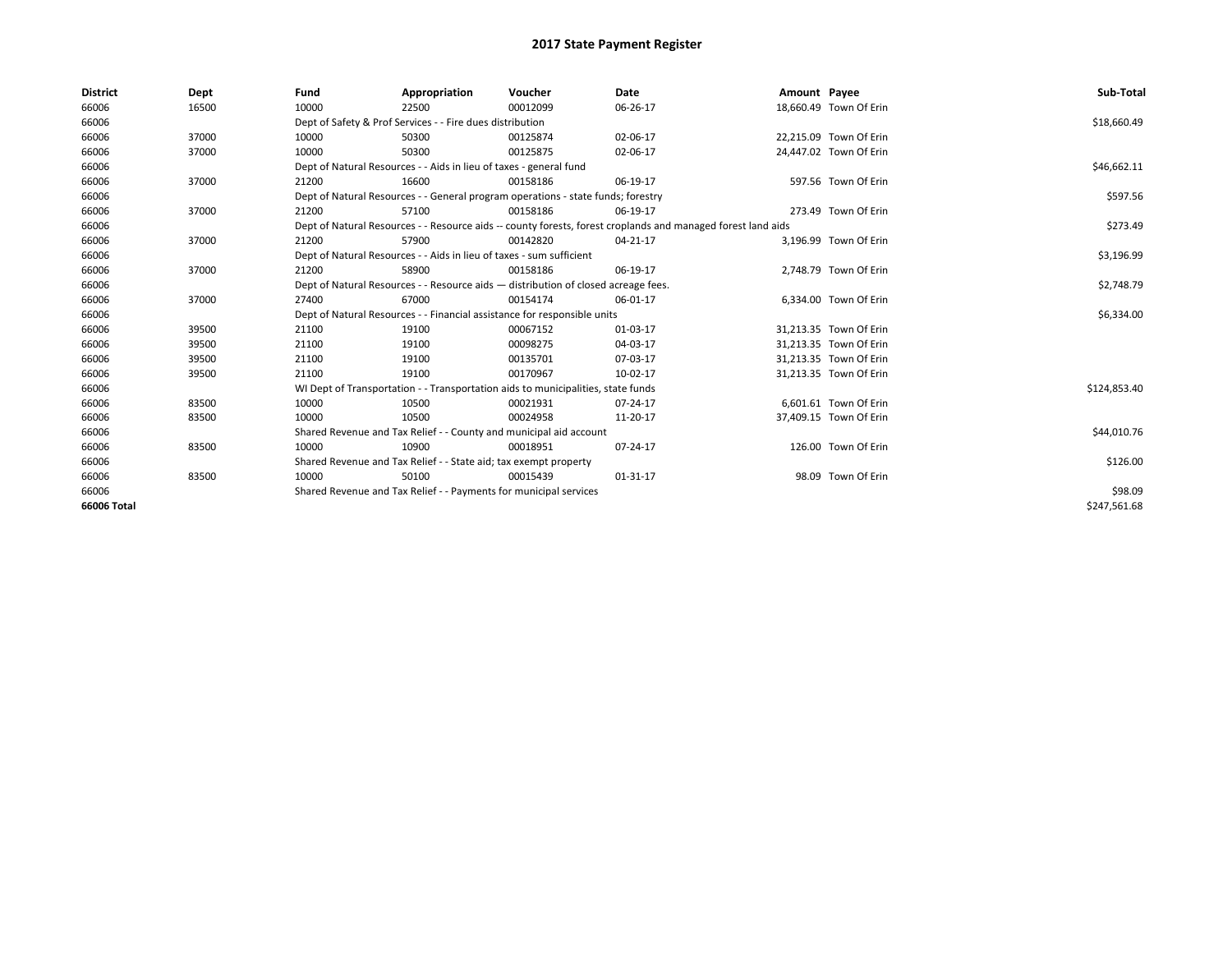# 2017 State Payment Register

| District | Dept | Fund | Appropriation | Voucher | Date | Amount | Payee | Sub-Total |
|---|---|---|---|---|---|---|---|---|
| 66006 | 16500 | 10000 | 22500 | 00012099 | 06-26-17 | 18,660.49 | Town Of Erin | |
| 66006 | | Dept of Safety & Prof Services - - Fire dues distribution | | | | | | $18,660.49 |
| 66006 | 37000 | 10000 | 50300 | 00125874 | 02-06-17 | 22,215.09 | Town Of Erin | |
| 66006 | 37000 | 10000 | 50300 | 00125875 | 02-06-17 | 24,447.02 | Town Of Erin | |
| 66006 | | Dept of Natural Resources - - Aids in lieu of taxes - general fund | | | | | | $46,662.11 |
| 66006 | 37000 | 21200 | 16600 | 00158186 | 06-19-17 | 597.56 | Town Of Erin | |
| 66006 | | Dept of Natural Resources - - General program operations - state funds; forestry | | | | | | $597.56 |
| 66006 | 37000 | 21200 | 57100 | 00158186 | 06-19-17 | 273.49 | Town Of Erin | |
| 66006 | | Dept of Natural Resources - - Resource aids -- county forests, forest croplands and managed forest land aids | | | | | | $273.49 |
| 66006 | 37000 | 21200 | 57900 | 00142820 | 04-21-17 | 3,196.99 | Town Of Erin | |
| 66006 | | Dept of Natural Resources - - Aids in lieu of taxes - sum sufficient | | | | | | $3,196.99 |
| 66006 | 37000 | 21200 | 58900 | 00158186 | 06-19-17 | 2,748.79 | Town Of Erin | |
| 66006 | | Dept of Natural Resources - - Resource aids — distribution of closed acreage fees. | | | | | | $2,748.79 |
| 66006 | 37000 | 27400 | 67000 | 00154174 | 06-01-17 | 6,334.00 | Town Of Erin | |
| 66006 | | Dept of Natural Resources - - Financial assistance for responsible units | | | | | | $6,334.00 |
| 66006 | 39500 | 21100 | 19100 | 00067152 | 01-03-17 | 31,213.35 | Town Of Erin | |
| 66006 | 39500 | 21100 | 19100 | 00098275 | 04-03-17 | 31,213.35 | Town Of Erin | |
| 66006 | 39500 | 21100 | 19100 | 00135701 | 07-03-17 | 31,213.35 | Town Of Erin | |
| 66006 | 39500 | 21100 | 19100 | 00170967 | 10-02-17 | 31,213.35 | Town Of Erin | |
| 66006 | | WI Dept of Transportation - - Transportation aids to municipalities, state funds | | | | | | $124,853.40 |
| 66006 | 83500 | 10000 | 10500 | 00021931 | 07-24-17 | 6,601.61 | Town Of Erin | |
| 66006 | 83500 | 10000 | 10500 | 00024958 | 11-20-17 | 37,409.15 | Town Of Erin | |
| 66006 | | Shared Revenue and Tax Relief - - County and municipal aid account | | | | | | $44,010.76 |
| 66006 | 83500 | 10000 | 10900 | 00018951 | 07-24-17 | 126.00 | Town Of Erin | |
| 66006 | | Shared Revenue and Tax Relief - - State aid; tax exempt property | | | | | | $126.00 |
| 66006 | 83500 | 10000 | 50100 | 00015439 | 01-31-17 | 98.09 | Town Of Erin | |
| 66006 | | Shared Revenue and Tax Relief - - Payments for municipal services | | | | | | $98.09 |
| **66006 Total** | | | | | | | | $247,561.68 |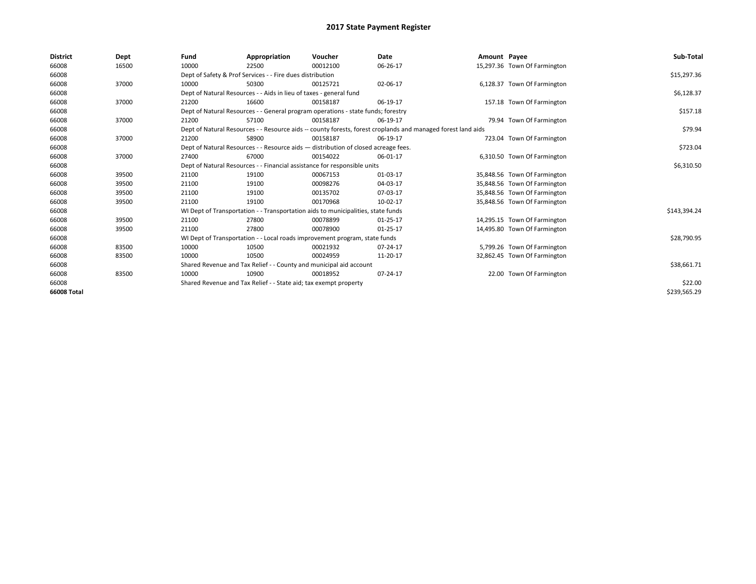# 2017 State Payment Register

| District | Dept | Fund | Appropriation | Voucher | Date | Amount | Payee | Sub-Total |
|---|---|---|---|---|---|---|---|---|
| 66008 | 16500 | 10000 | 22500 | 00012100 | 06-26-17 | 15,297.36 | Town Of Farmington | |
| 66008 | | Dept of Safety & Prof Services - - Fire dues distribution | | | | | | $15,297.36 |
| 66008 | 37000 | 10000 | 50300 | 00125721 | 02-06-17 | 6,128.37 | Town Of Farmington | |
| 66008 | | Dept of Natural Resources - - Aids in lieu of taxes - general fund | | | | | | $6,128.37 |
| 66008 | 37000 | 21200 | 16600 | 00158187 | 06-19-17 | 157.18 | Town Of Farmington | |
| 66008 | | Dept of Natural Resources - - General program operations - state funds; forestry | | | | | | $157.18 |
| 66008 | 37000 | 21200 | 57100 | 00158187 | 06-19-17 | 79.94 | Town Of Farmington | |
| 66008 | | Dept of Natural Resources - - Resource aids -- county forests, forest croplands and managed forest land aids | | | | | | $79.94 |
| 66008 | 37000 | 21200 | 58900 | 00158187 | 06-19-17 | 723.04 | Town Of Farmington | |
| 66008 | | Dept of Natural Resources - - Resource aids — distribution of closed acreage fees. | | | | | | $723.04 |
| 66008 | 37000 | 27400 | 67000 | 00154022 | 06-01-17 | 6,310.50 | Town Of Farmington | |
| 66008 | | Dept of Natural Resources - - Financial assistance for responsible units | | | | | | $6,310.50 |
| 66008 | 39500 | 21100 | 19100 | 00067153 | 01-03-17 | 35,848.56 | Town Of Farmington | |
| 66008 | 39500 | 21100 | 19100 | 00098276 | 04-03-17 | 35,848.56 | Town Of Farmington | |
| 66008 | 39500 | 21100 | 19100 | 00135702 | 07-03-17 | 35,848.56 | Town Of Farmington | |
| 66008 | 39500 | 21100 | 19100 | 00170968 | 10-02-17 | 35,848.56 | Town Of Farmington | |
| 66008 | | WI Dept of Transportation - - Transportation aids to municipalities, state funds | | | | | | $143,394.24 |
| 66008 | 39500 | 21100 | 27800 | 00078899 | 01-25-17 | 14,295.15 | Town Of Farmington | |
| 66008 | 39500 | 21100 | 27800 | 00078900 | 01-25-17 | 14,495.80 | Town Of Farmington | |
| 66008 | | WI Dept of Transportation - - Local roads improvement program, state funds | | | | | | $28,790.95 |
| 66008 | 83500 | 10000 | 10500 | 00021932 | 07-24-17 | 5,799.26 | Town Of Farmington | |
| 66008 | 83500 | 10000 | 10500 | 00024959 | 11-20-17 | 32,862.45 | Town Of Farmington | |
| 66008 | | Shared Revenue and Tax Relief - - County and municipal aid account | | | | | | $38,661.71 |
| 66008 | 83500 | 10000 | 10900 | 00018952 | 07-24-17 | 22.00 | Town Of Farmington | |
| 66008 | | Shared Revenue and Tax Relief - - State aid; tax exempt property | | | | | | $22.00 |
| 66008 Total | | | | | | | | $239,565.29 |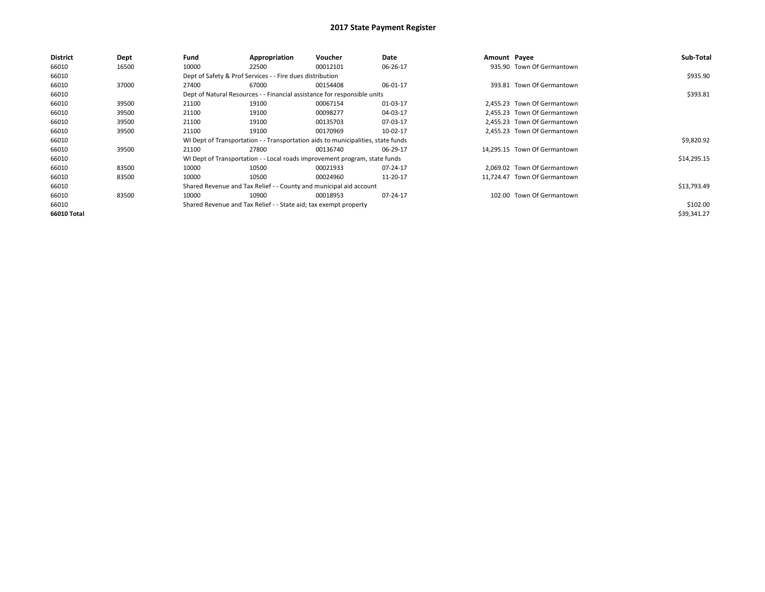# 2017 State Payment Register

| District | Dept | Fund | Appropriation | Voucher | Date | Amount | Payee | Sub-Total |
|---|---|---|---|---|---|---|---|---|
| 66010 | 16500 | 10000 | 22500 | 00012101 | 06-26-17 | 935.90 | Town Of Germantown | |
| 66010 | | Dept of Safety & Prof Services - - Fire dues distribution | | | | | | $935.90 |
| 66010 | 37000 | 27400 | 67000 | 00154408 | 06-01-17 | 393.81 | Town Of Germantown | |
| 66010 | | Dept of Natural Resources - - Financial assistance for responsible units | | | | | | $393.81 |
| 66010 | 39500 | 21100 | 19100 | 00067154 | 01-03-17 | 2,455.23 | Town Of Germantown | |
| 66010 | 39500 | 21100 | 19100 | 00098277 | 04-03-17 | 2,455.23 | Town Of Germantown | |
| 66010 | 39500 | 21100 | 19100 | 00135703 | 07-03-17 | 2,455.23 | Town Of Germantown | |
| 66010 | 39500 | 21100 | 19100 | 00170969 | 10-02-17 | 2,455.23 | Town Of Germantown | |
| 66010 | | WI Dept of Transportation - - Transportation aids to municipalities, state funds | | | | | | $9,820.92 |
| 66010 | 39500 | 21100 | 27800 | 00136740 | 06-29-17 | 14,295.15 | Town Of Germantown | |
| 66010 | | WI Dept of Transportation - - Local roads improvement program, state funds | | | | | | $14,295.15 |
| 66010 | 83500 | 10000 | 10500 | 00021933 | 07-24-17 | 2,069.02 | Town Of Germantown | |
| 66010 | 83500 | 10000 | 10500 | 00024960 | 11-20-17 | 11,724.47 | Town Of Germantown | |
| 66010 | | Shared Revenue and Tax Relief - - County and municipal aid account | | | | | | $13,793.49 |
| 66010 | 83500 | 10000 | 10900 | 00018953 | 07-24-17 | 102.00 | Town Of Germantown | |
| 66010 | | Shared Revenue and Tax Relief - - State aid; tax exempt property | | | | | | $102.00 |
| **66010 Total** | | | | | | | | $39,341.27 |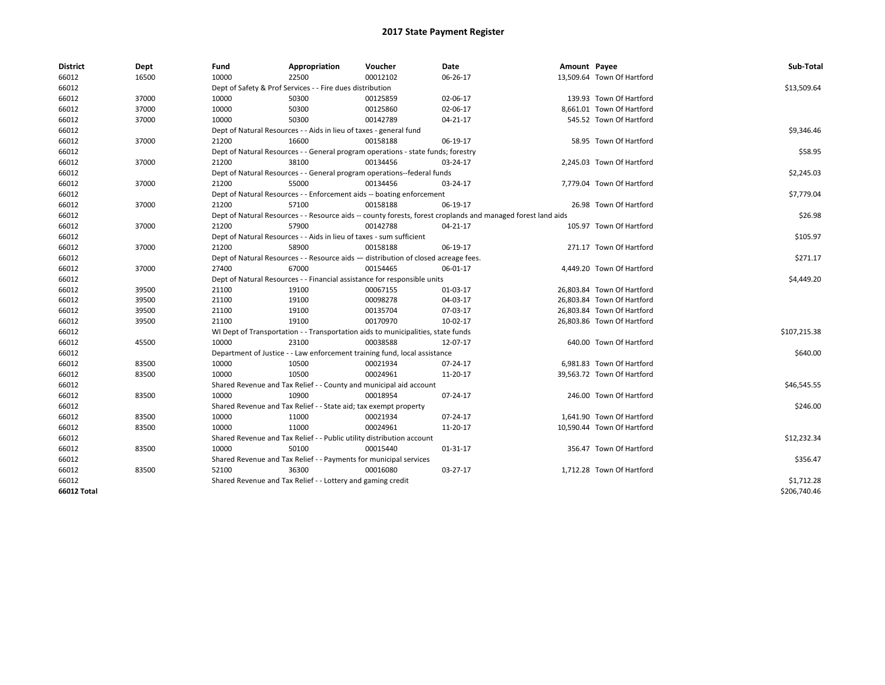# 2017 State Payment Register

| District | Dept | Fund | Appropriation | Voucher | Date | Amount | Payee | Sub-Total |
|---|---|---|---|---|---|---|---|---|
| 66012 | 16500 | 10000 | 22500 | 00012102 | 06-26-17 | 13,509.64 | Town Of Hartford | |
| 66012 | | Dept of Safety & Prof Services - - Fire dues distribution | | | | | | $13,509.64 |
| 66012 | 37000 | 10000 | 50300 | 00125859 | 02-06-17 | 139.93 | Town Of Hartford | |
| 66012 | 37000 | 10000 | 50300 | 00125860 | 02-06-17 | 8,661.01 | Town Of Hartford | |
| 66012 | 37000 | 10000 | 50300 | 00142789 | 04-21-17 | 545.52 | Town Of Hartford | |
| 66012 | | Dept of Natural Resources - - Aids in lieu of taxes - general fund | | | | | | $9,346.46 |
| 66012 | 37000 | 21200 | 16600 | 00158188 | 06-19-17 | 58.95 | Town Of Hartford | |
| 66012 | | Dept of Natural Resources - - General program operations - state funds; forestry | | | | | | $58.95 |
| 66012 | 37000 | 21200 | 38100 | 00134456 | 03-24-17 | 2,245.03 | Town Of Hartford | |
| 66012 | | Dept of Natural Resources - - General program operations--federal funds | | | | | | $2,245.03 |
| 66012 | 37000 | 21200 | 55000 | 00134456 | 03-24-17 | 7,779.04 | Town Of Hartford | |
| 66012 | | Dept of Natural Resources - - Enforcement aids -- boating enforcement | | | | | | $7,779.04 |
| 66012 | 37000 | 21200 | 57100 | 00158188 | 06-19-17 | 26.98 | Town Of Hartford | |
| 66012 | | Dept of Natural Resources - - Resource aids -- county forests, forest croplands and managed forest land aids | | | | | | $26.98 |
| 66012 | 37000 | 21200 | 57900 | 00142788 | 04-21-17 | 105.97 | Town Of Hartford | |
| 66012 | | Dept of Natural Resources - - Aids in lieu of taxes - sum sufficient | | | | | | $105.97 |
| 66012 | 37000 | 21200 | 58900 | 00158188 | 06-19-17 | 271.17 | Town Of Hartford | |
| 66012 | | Dept of Natural Resources - - Resource aids — distribution of closed acreage fees. | | | | | | $271.17 |
| 66012 | 37000 | 27400 | 67000 | 00154465 | 06-01-17 | 4,449.20 | Town Of Hartford | |
| 66012 | | Dept of Natural Resources - - Financial assistance for responsible units | | | | | | $4,449.20 |
| 66012 | 39500 | 21100 | 19100 | 00067155 | 01-03-17 | 26,803.84 | Town Of Hartford | |
| 66012 | 39500 | 21100 | 19100 | 00098278 | 04-03-17 | 26,803.84 | Town Of Hartford | |
| 66012 | 39500 | 21100 | 19100 | 00135704 | 07-03-17 | 26,803.84 | Town Of Hartford | |
| 66012 | 39500 | 21100 | 19100 | 00170970 | 10-02-17 | 26,803.86 | Town Of Hartford | |
| 66012 | | WI Dept of Transportation - - Transportation aids to municipalities, state funds | | | | | | $107,215.38 |
| 66012 | 45500 | 10000 | 23100 | 00038588 | 12-07-17 | 640.00 | Town Of Hartford | |
| 66012 | | Department of Justice - - Law enforcement training fund, local assistance | | | | | | $640.00 |
| 66012 | 83500 | 10000 | 10500 | 00021934 | 07-24-17 | 6,981.83 | Town Of Hartford | |
| 66012 | 83500 | 10000 | 10500 | 00024961 | 11-20-17 | 39,563.72 | Town Of Hartford | |
| 66012 | | Shared Revenue and Tax Relief - - County and municipal aid account | | | | | | $46,545.55 |
| 66012 | 83500 | 10000 | 10900 | 00018954 | 07-24-17 | 246.00 | Town Of Hartford | |
| 66012 | | Shared Revenue and Tax Relief - - State aid; tax exempt property | | | | | | $246.00 |
| 66012 | 83500 | 10000 | 11000 | 00021934 | 07-24-17 | 1,641.90 | Town Of Hartford | |
| 66012 | 83500 | 10000 | 11000 | 00024961 | 11-20-17 | 10,590.44 | Town Of Hartford | |
| 66012 | | Shared Revenue and Tax Relief - - Public utility distribution account | | | | | | $12,232.34 |
| 66012 | 83500 | 10000 | 50100 | 00015440 | 01-31-17 | 356.47 | Town Of Hartford | |
| 66012 | | Shared Revenue and Tax Relief - - Payments for municipal services | | | | | | $356.47 |
| 66012 | 83500 | 52100 | 36300 | 00016080 | 03-27-17 | 1,712.28 | Town Of Hartford | |
| 66012 | | Shared Revenue and Tax Relief - - Lottery and gaming credit | | | | | | $1,712.28 |
| **66012 Total** | | | | | | | | $206,740.46 |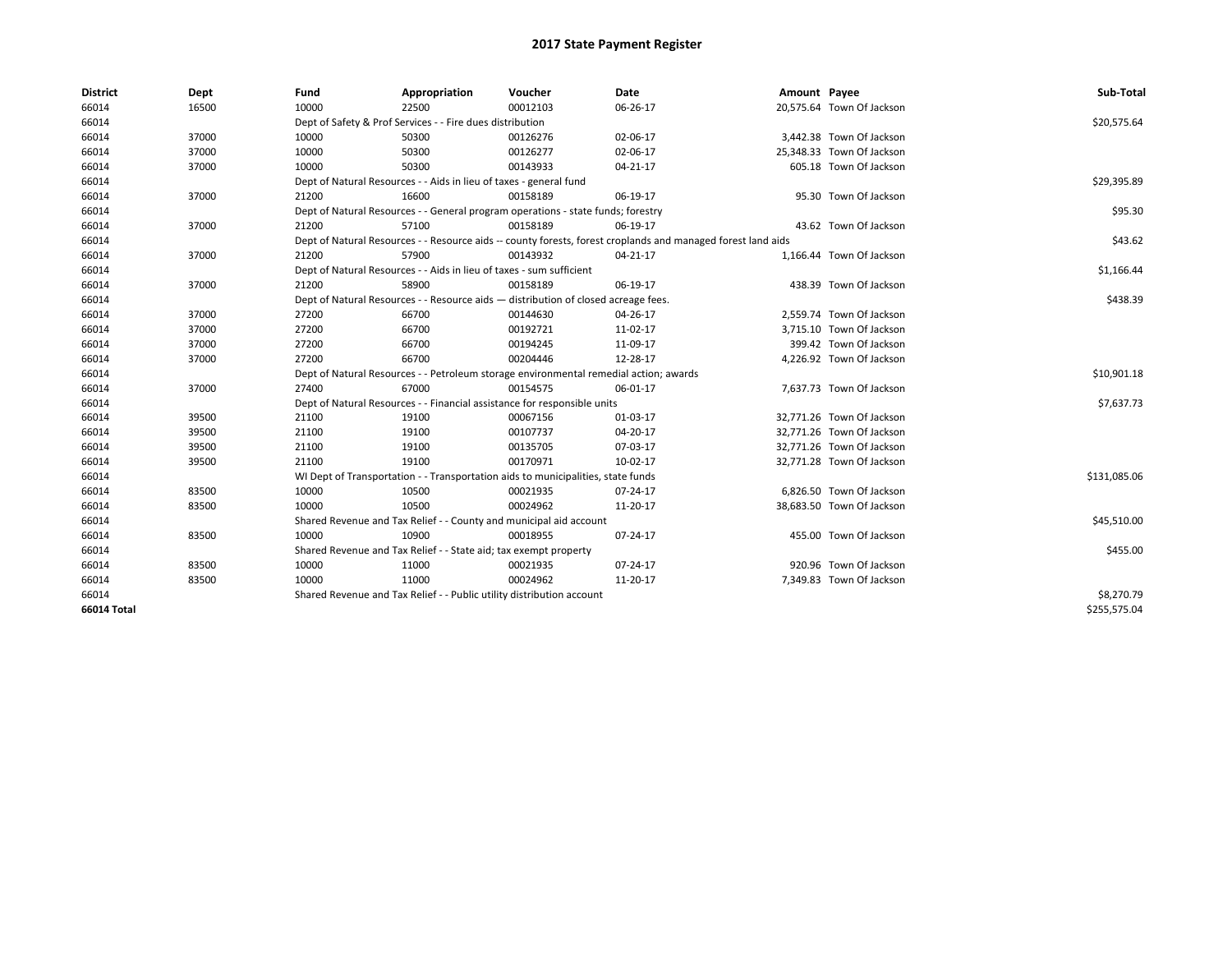# 2017 State Payment Register

| District | Dept | Fund | Appropriation | Voucher | Date | Amount | Payee | Sub-Total |
|---|---|---|---|---|---|---|---|---|
| 66014 | 16500 | 10000 | 22500 | 00012103 | 06-26-17 | 20,575.64 | Town Of Jackson | |
| 66014 | | Dept of Safety & Prof Services - - Fire dues distribution | | | | | | $20,575.64 |
| 66014 | 37000 | 10000 | 50300 | 00126276 | 02-06-17 | 3,442.38 | Town Of Jackson | |
| 66014 | 37000 | 10000 | 50300 | 00126277 | 02-06-17 | 25,348.33 | Town Of Jackson | |
| 66014 | 37000 | 10000 | 50300 | 00143933 | 04-21-17 | 605.18 | Town Of Jackson | |
| 66014 | | Dept of Natural Resources - - Aids in lieu of taxes - general fund | | | | | | $29,395.89 |
| 66014 | 37000 | 21200 | 16600 | 00158189 | 06-19-17 | 95.30 | Town Of Jackson | |
| 66014 | | Dept of Natural Resources - - General program operations - state funds; forestry | | | | | | $95.30 |
| 66014 | 37000 | 21200 | 57100 | 00158189 | 06-19-17 | 43.62 | Town Of Jackson | |
| 66014 | | Dept of Natural Resources - - Resource aids -- county forests, forest croplands and managed forest land aids | | | | | | $43.62 |
| 66014 | 37000 | 21200 | 57900 | 00143932 | 04-21-17 | 1,166.44 | Town Of Jackson | |
| 66014 | | Dept of Natural Resources - - Aids in lieu of taxes - sum sufficient | | | | | | $1,166.44 |
| 66014 | 37000 | 21200 | 58900 | 00158189 | 06-19-17 | 438.39 | Town Of Jackson | |
| 66014 | | Dept of Natural Resources - - Resource aids — distribution of closed acreage fees. | | | | | | $438.39 |
| 66014 | 37000 | 27200 | 66700 | 00144630 | 04-26-17 | 2,559.74 | Town Of Jackson | |
| 66014 | 37000 | 27200 | 66700 | 00192721 | 11-02-17 | 3,715.10 | Town Of Jackson | |
| 66014 | 37000 | 27200 | 66700 | 00194245 | 11-09-17 | 399.42 | Town Of Jackson | |
| 66014 | 37000 | 27200 | 66700 | 00204446 | 12-28-17 | 4,226.92 | Town Of Jackson | |
| 66014 | | Dept of Natural Resources - - Petroleum storage environmental remedial action; awards | | | | | | $10,901.18 |
| 66014 | 37000 | 27400 | 67000 | 00154575 | 06-01-17 | 7,637.73 | Town Of Jackson | |
| 66014 | | Dept of Natural Resources - - Financial assistance for responsible units | | | | | | $7,637.73 |
| 66014 | 39500 | 21100 | 19100 | 00067156 | 01-03-17 | 32,771.26 | Town Of Jackson | |
| 66014 | 39500 | 21100 | 19100 | 00107737 | 04-20-17 | 32,771.26 | Town Of Jackson | |
| 66014 | 39500 | 21100 | 19100 | 00135705 | 07-03-17 | 32,771.26 | Town Of Jackson | |
| 66014 | 39500 | 21100 | 19100 | 00170971 | 10-02-17 | 32,771.28 | Town Of Jackson | |
| 66014 | | WI Dept of Transportation - - Transportation aids to municipalities, state funds | | | | | | $131,085.06 |
| 66014 | 83500 | 10000 | 10500 | 00021935 | 07-24-17 | 6,826.50 | Town Of Jackson | |
| 66014 | 83500 | 10000 | 10500 | 00024962 | 11-20-17 | 38,683.50 | Town Of Jackson | |
| 66014 | | Shared Revenue and Tax Relief - - County and municipal aid account | | | | | | $45,510.00 |
| 66014 | 83500 | 10000 | 10900 | 00018955 | 07-24-17 | 455.00 | Town Of Jackson | |
| 66014 | | Shared Revenue and Tax Relief - - State aid; tax exempt property | | | | | | $455.00 |
| 66014 | 83500 | 10000 | 11000 | 00021935 | 07-24-17 | 920.96 | Town Of Jackson | |
| 66014 | 83500 | 10000 | 11000 | 00024962 | 11-20-17 | 7,349.83 | Town Of Jackson | |
| 66014 | | Shared Revenue and Tax Relief - - Public utility distribution account | | | | | | $8,270.79 |
| **66014 Total** | | | | | | | | $255,575.04 |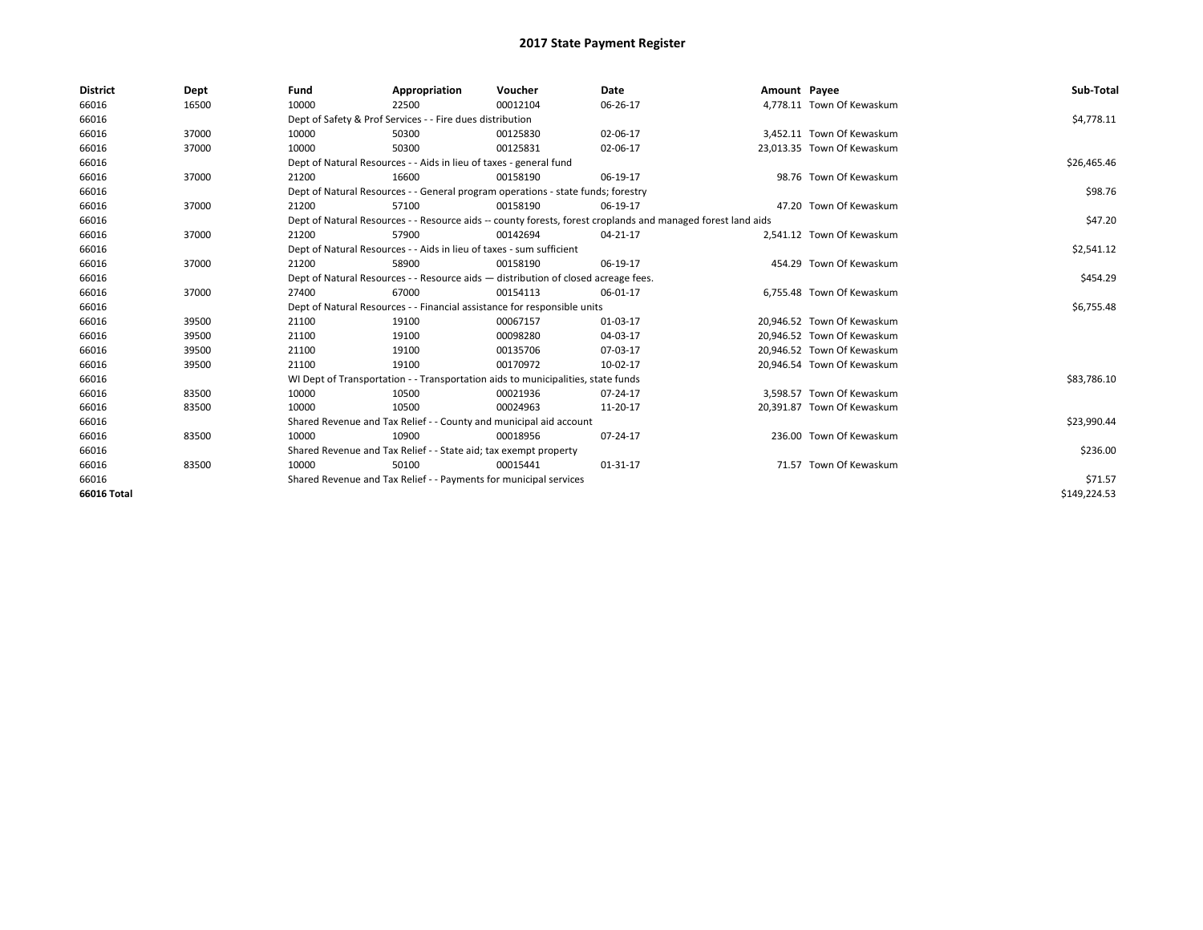# 2017 State Payment Register

| District | Dept | Fund | Appropriation | Voucher | Date | Amount | Payee | Sub-Total |
|---|---|---|---|---|---|---|---|---|
| 66016 | 16500 | 10000 | 22500 | 00012104 | 06-26-17 | 4,778.11 | Town Of Kewaskum | |
| 66016 | | Dept of Safety & Prof Services - - Fire dues distribution | | | | | | $4,778.11 |
| 66016 | 37000 | 10000 | 50300 | 00125830 | 02-06-17 | 3,452.11 | Town Of Kewaskum | |
| 66016 | 37000 | 10000 | 50300 | 00125831 | 02-06-17 | 23,013.35 | Town Of Kewaskum | |
| 66016 | | Dept of Natural Resources - - Aids in lieu of taxes - general fund | | | | | | $26,465.46 |
| 66016 | 37000 | 21200 | 16600 | 00158190 | 06-19-17 | 98.76 | Town Of Kewaskum | |
| 66016 | | Dept of Natural Resources - - General program operations - state funds; forestry | | | | | | $98.76 |
| 66016 | 37000 | 21200 | 57100 | 00158190 | 06-19-17 | 47.20 | Town Of Kewaskum | |
| 66016 | | Dept of Natural Resources - - Resource aids -- county forests, forest croplands and managed forest land aids | | | | | | $47.20 |
| 66016 | 37000 | 21200 | 57900 | 00142694 | 04-21-17 | 2,541.12 | Town Of Kewaskum | |
| 66016 | | Dept of Natural Resources - - Aids in lieu of taxes - sum sufficient | | | | | | $2,541.12 |
| 66016 | 37000 | 21200 | 58900 | 00158190 | 06-19-17 | 454.29 | Town Of Kewaskum | |
| 66016 | | Dept of Natural Resources - - Resource aids — distribution of closed acreage fees. | | | | | | $454.29 |
| 66016 | 37000 | 27400 | 67000 | 00154113 | 06-01-17 | 6,755.48 | Town Of Kewaskum | |
| 66016 | | Dept of Natural Resources - - Financial assistance for responsible units | | | | | | $6,755.48 |
| 66016 | 39500 | 21100 | 19100 | 00067157 | 01-03-17 | 20,946.52 | Town Of Kewaskum | |
| 66016 | 39500 | 21100 | 19100 | 00098280 | 04-03-17 | 20,946.52 | Town Of Kewaskum | |
| 66016 | 39500 | 21100 | 19100 | 00135706 | 07-03-17 | 20,946.52 | Town Of Kewaskum | |
| 66016 | 39500 | 21100 | 19100 | 00170972 | 10-02-17 | 20,946.54 | Town Of Kewaskum | |
| 66016 | | WI Dept of Transportation - - Transportation aids to municipalities, state funds | | | | | | $83,786.10 |
| 66016 | 83500 | 10000 | 10500 | 00021936 | 07-24-17 | 3,598.57 | Town Of Kewaskum | |
| 66016 | 83500 | 10000 | 10500 | 00024963 | 11-20-17 | 20,391.87 | Town Of Kewaskum | |
| 66016 | | Shared Revenue and Tax Relief - - County and municipal aid account | | | | | | $23,990.44 |
| 66016 | 83500 | 10000 | 10900 | 00018956 | 07-24-17 | 236.00 | Town Of Kewaskum | |
| 66016 | | Shared Revenue and Tax Relief - - State aid; tax exempt property | | | | | | $236.00 |
| 66016 | 83500 | 10000 | 50100 | 00015441 | 01-31-17 | 71.57 | Town Of Kewaskum | |
| 66016 | | Shared Revenue and Tax Relief - - Payments for municipal services | | | | | | $71.57 |
| **66016 Total** | | | | | | | | $149,224.53 |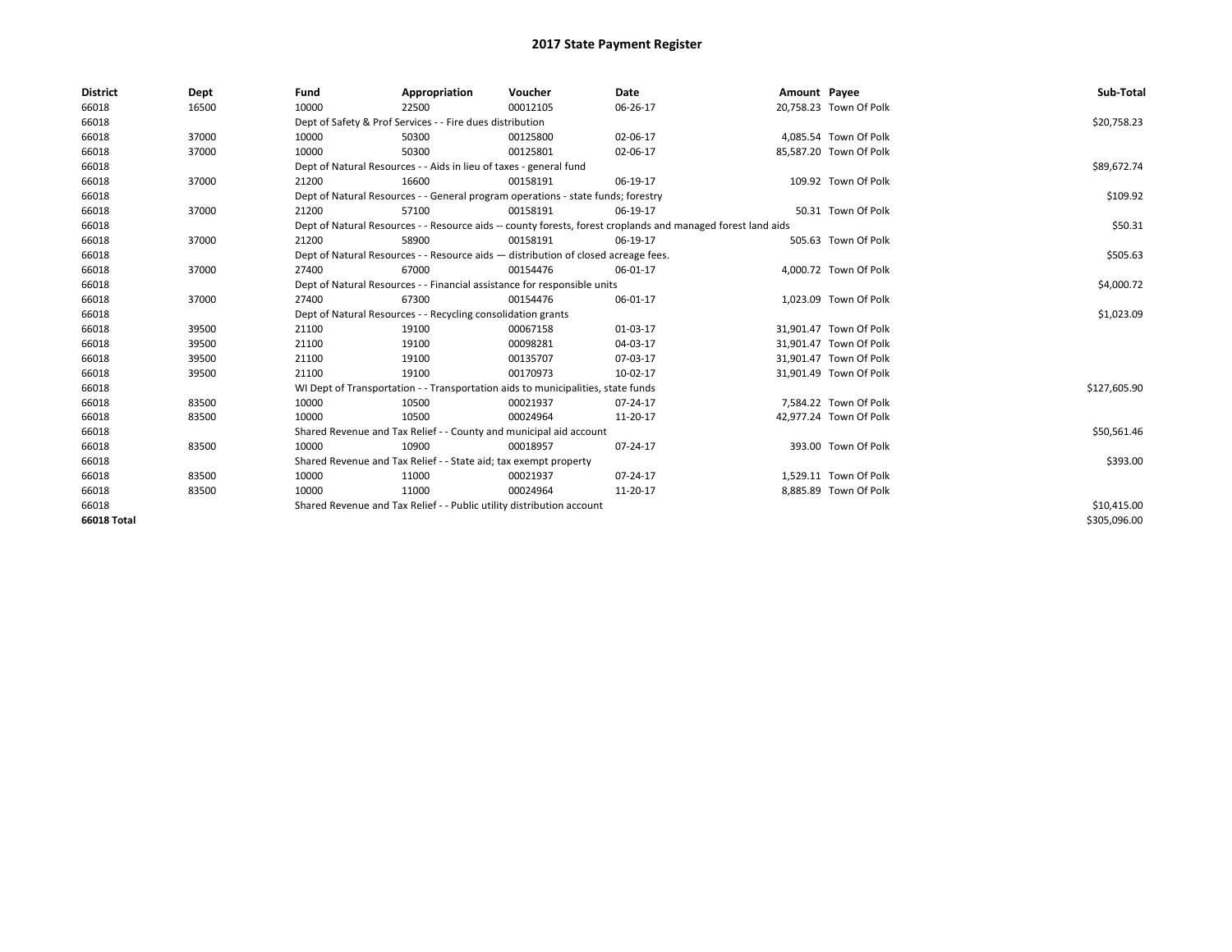# 2017 State Payment Register

| District | Dept | Fund | Appropriation | Voucher | Date | Amount | Payee | Sub-Total |
|---|---|---|---|---|---|---|---|---|
| 66018 | 16500 | 10000 | 22500 | 00012105 | 06-26-17 | 20,758.23 | Town Of Polk | |
| 66018 | | Dept of Safety & Prof Services - - Fire dues distribution | | | | | | $20,758.23 |
| 66018 | 37000 | 10000 | 50300 | 00125800 | 02-06-17 | 4,085.54 | Town Of Polk | |
| 66018 | 37000 | 10000 | 50300 | 00125801 | 02-06-17 | 85,587.20 | Town Of Polk | |
| 66018 | | Dept of Natural Resources - - Aids in lieu of taxes - general fund | | | | | | $89,672.74 |
| 66018 | 37000 | 21200 | 16600 | 00158191 | 06-19-17 | 109.92 | Town Of Polk | |
| 66018 | | Dept of Natural Resources - - General program operations - state funds; forestry | | | | | | $109.92 |
| 66018 | 37000 | 21200 | 57100 | 00158191 | 06-19-17 | 50.31 | Town Of Polk | |
| 66018 | | Dept of Natural Resources - - Resource aids -- county forests, forest croplands and managed forest land aids | | | | | | $50.31 |
| 66018 | 37000 | 21200 | 58900 | 00158191 | 06-19-17 | 505.63 | Town Of Polk | |
| 66018 | | Dept of Natural Resources - - Resource aids — distribution of closed acreage fees. | | | | | | $505.63 |
| 66018 | 37000 | 27400 | 67000 | 00154476 | 06-01-17 | 4,000.72 | Town Of Polk | |
| 66018 | | Dept of Natural Resources - - Financial assistance for responsible units | | | | | | $4,000.72 |
| 66018 | 37000 | 27400 | 67300 | 00154476 | 06-01-17 | 1,023.09 | Town Of Polk | |
| 66018 | | Dept of Natural Resources - - Recycling consolidation grants | | | | | | $1,023.09 |
| 66018 | 39500 | 21100 | 19100 | 00067158 | 01-03-17 | 31,901.47 | Town Of Polk | |
| 66018 | 39500 | 21100 | 19100 | 00098281 | 04-03-17 | 31,901.47 | Town Of Polk | |
| 66018 | 39500 | 21100 | 19100 | 00135707 | 07-03-17 | 31,901.47 | Town Of Polk | |
| 66018 | 39500 | 21100 | 19100 | 00170973 | 10-02-17 | 31,901.49 | Town Of Polk | |
| 66018 | | WI Dept of Transportation - - Transportation aids to municipalities, state funds | | | | | | $127,605.90 |
| 66018 | 83500 | 10000 | 10500 | 00021937 | 07-24-17 | 7,584.22 | Town Of Polk | |
| 66018 | 83500 | 10000 | 10500 | 00024964 | 11-20-17 | 42,977.24 | Town Of Polk | |
| 66018 | | Shared Revenue and Tax Relief - - County and municipal aid account | | | | | | $50,561.46 |
| 66018 | 83500 | 10000 | 10900 | 00018957 | 07-24-17 | 393.00 | Town Of Polk | |
| 66018 | | Shared Revenue and Tax Relief - - State aid; tax exempt property | | | | | | $393.00 |
| 66018 | 83500 | 10000 | 11000 | 00021937 | 07-24-17 | 1,529.11 | Town Of Polk | |
| 66018 | 83500 | 10000 | 11000 | 00024964 | 11-20-17 | 8,885.89 | Town Of Polk | |
| 66018 | | Shared Revenue and Tax Relief - - Public utility distribution account | | | | | | $10,415.00 |
| **66018 Total** | | | | | | | | $305,096.00 |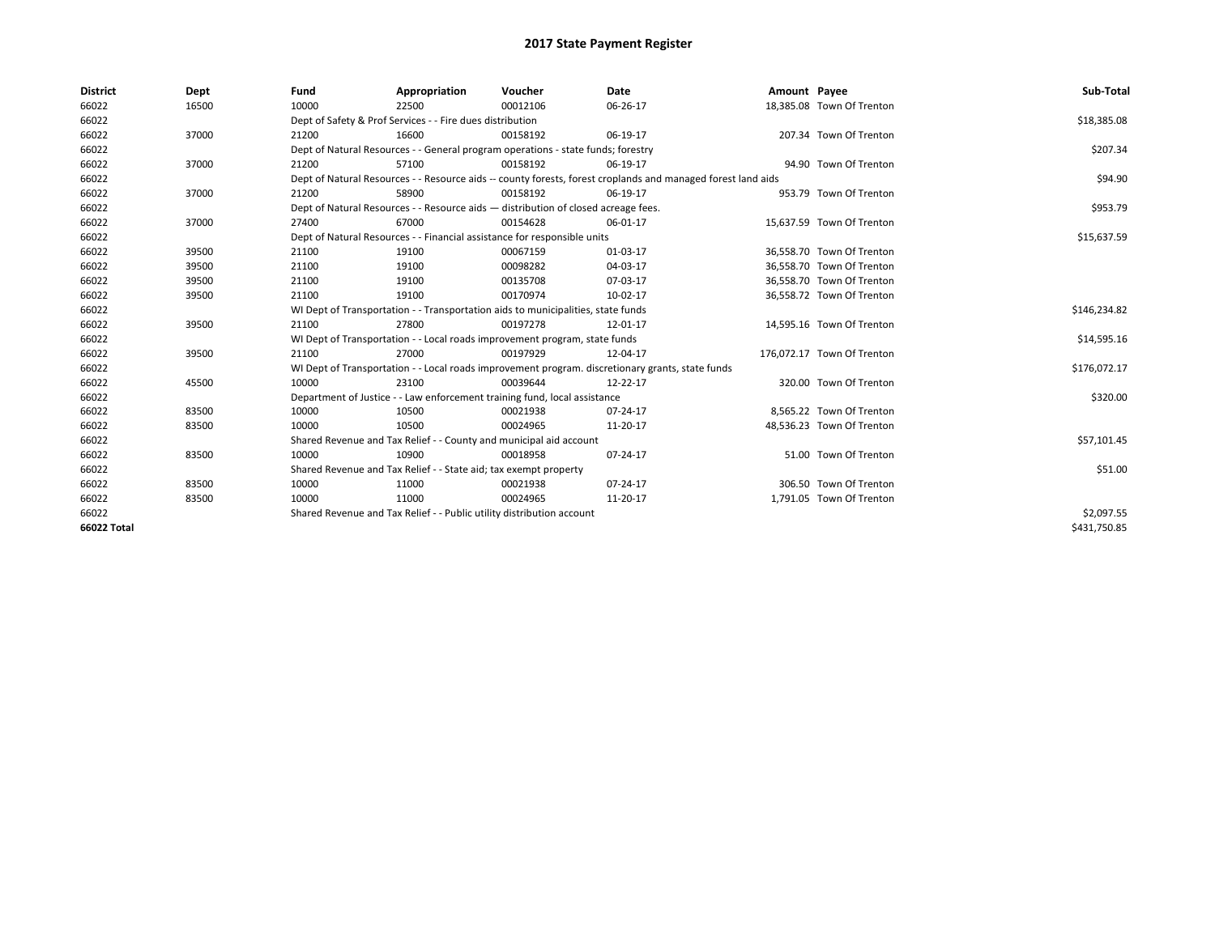# 2017 State Payment Register

| District | Dept | Fund | Appropriation | Voucher | Date | Amount | Payee | Sub-Total |
|---|---|---|---|---|---|---|---|---|
| 66022 | 16500 | 10000 | 22500 | 00012106 | 06-26-17 | 18,385.08 | Town Of Trenton | |
| 66022 | | Dept of Safety & Prof Services - - Fire dues distribution | | | | | | $18,385.08 |
| 66022 | 37000 | 21200 | 16600 | 00158192 | 06-19-17 | 207.34 | Town Of Trenton | |
| 66022 | | Dept of Natural Resources - - General program operations - state funds; forestry | | | | | | $207.34 |
| 66022 | 37000 | 21200 | 57100 | 00158192 | 06-19-17 | 94.90 | Town Of Trenton | |
| 66022 | | Dept of Natural Resources - - Resource aids -- county forests, forest croplands and managed forest land aids | | | | | | $94.90 |
| 66022 | 37000 | 21200 | 58900 | 00158192 | 06-19-17 | 953.79 | Town Of Trenton | |
| 66022 | | Dept of Natural Resources - - Resource aids — distribution of closed acreage fees. | | | | | | $953.79 |
| 66022 | 37000 | 27400 | 67000 | 00154628 | 06-01-17 | 15,637.59 | Town Of Trenton | |
| 66022 | | Dept of Natural Resources - - Financial assistance for responsible units | | | | | | $15,637.59 |
| 66022 | 39500 | 21100 | 19100 | 00067159 | 01-03-17 | 36,558.70 | Town Of Trenton | |
| 66022 | 39500 | 21100 | 19100 | 00098282 | 04-03-17 | 36,558.70 | Town Of Trenton | |
| 66022 | 39500 | 21100 | 19100 | 00135708 | 07-03-17 | 36,558.70 | Town Of Trenton | |
| 66022 | 39500 | 21100 | 19100 | 00170974 | 10-02-17 | 36,558.72 | Town Of Trenton | |
| 66022 | | WI Dept of Transportation - - Transportation aids to municipalities, state funds | | | | | | $146,234.82 |
| 66022 | 39500 | 21100 | 27800 | 00197278 | 12-01-17 | 14,595.16 | Town Of Trenton | |
| 66022 | | WI Dept of Transportation - - Local roads improvement program, state funds | | | | | | $14,595.16 |
| 66022 | 39500 | 21100 | 27000 | 00197929 | 12-04-17 | 176,072.17 | Town Of Trenton | |
| 66022 | | WI Dept of Transportation - - Local roads improvement program. discretionary grants, state funds | | | | | | $176,072.17 |
| 66022 | 45500 | 10000 | 23100 | 00039644 | 12-22-17 | 320.00 | Town Of Trenton | |
| 66022 | | Department of Justice - - Law enforcement training fund, local assistance | | | | | | $320.00 |
| 66022 | 83500 | 10000 | 10500 | 00021938 | 07-24-17 | 8,565.22 | Town Of Trenton | |
| 66022 | 83500 | 10000 | 10500 | 00024965 | 11-20-17 | 48,536.23 | Town Of Trenton | |
| 66022 | | Shared Revenue and Tax Relief - - County and municipal aid account | | | | | | $57,101.45 |
| 66022 | 83500 | 10000 | 10900 | 00018958 | 07-24-17 | 51.00 | Town Of Trenton | |
| 66022 | | Shared Revenue and Tax Relief - - State aid; tax exempt property | | | | | | $51.00 |
| 66022 | 83500 | 10000 | 11000 | 00021938 | 07-24-17 | 306.50 | Town Of Trenton | |
| 66022 | 83500 | 10000 | 11000 | 00024965 | 11-20-17 | 1,791.05 | Town Of Trenton | |
| 66022 | | Shared Revenue and Tax Relief - - Public utility distribution account | | | | | | $2,097.55 |
| **66022 Total** | | | | | | | | $431,750.85 |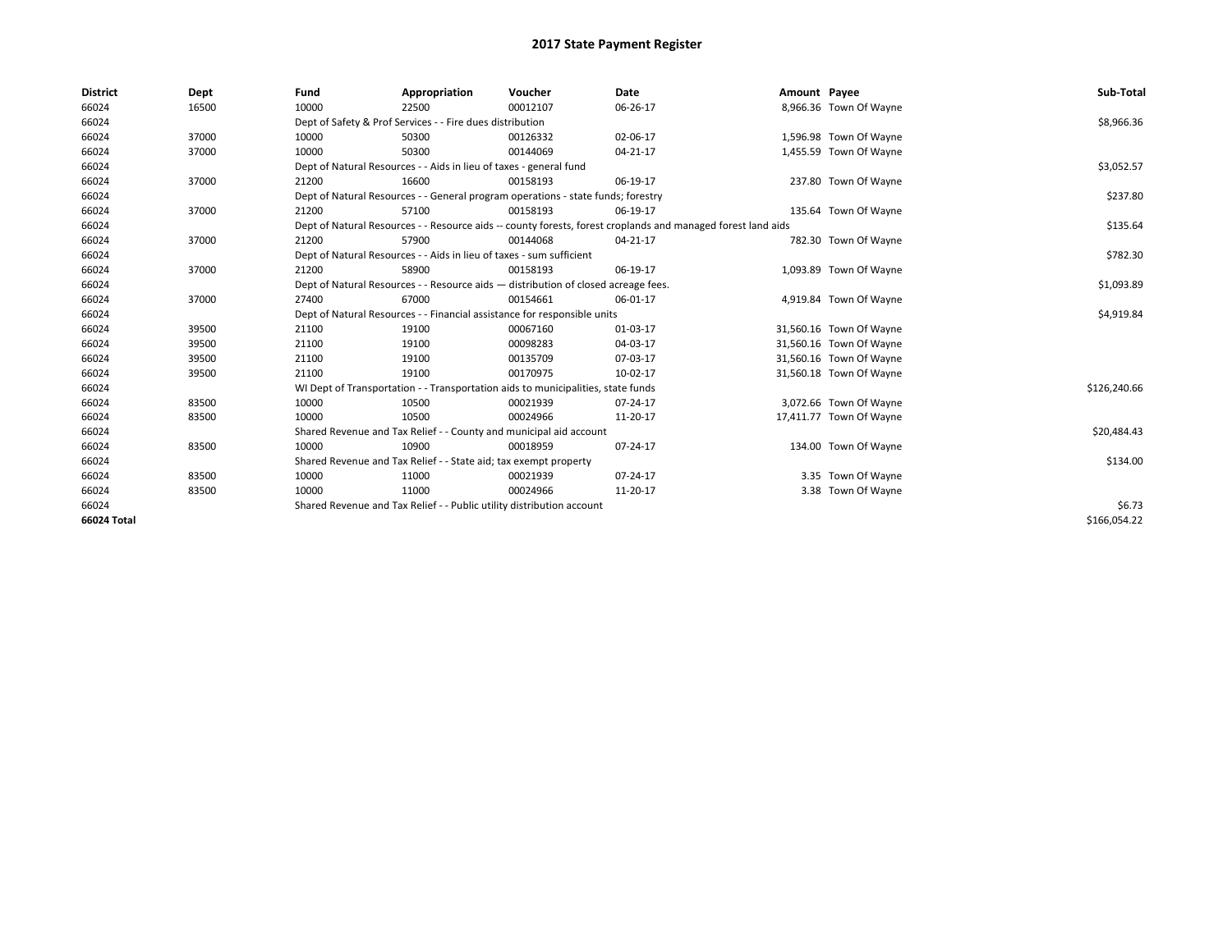# 2017 State Payment Register

| District | Dept | Fund | Appropriation | Voucher | Date | Amount | Payee | Sub-Total |
|---|---|---|---|---|---|---|---|---|
| 66024 | 16500 | 10000 | 22500 | 00012107 | 06-26-17 | 8,966.36 | Town Of Wayne | |
| 66024 | | Dept of Safety & Prof Services - - Fire dues distribution | | | | | | $8,966.36 |
| 66024 | 37000 | 10000 | 50300 | 00126332 | 02-06-17 | 1,596.98 | Town Of Wayne | |
| 66024 | 37000 | 10000 | 50300 | 00144069 | 04-21-17 | 1,455.59 | Town Of Wayne | |
| 66024 | | Dept of Natural Resources - - Aids in lieu of taxes - general fund | | | | | | $3,052.57 |
| 66024 | 37000 | 21200 | 16600 | 00158193 | 06-19-17 | 237.80 | Town Of Wayne | |
| 66024 | | Dept of Natural Resources - - General program operations - state funds; forestry | | | | | | $237.80 |
| 66024 | 37000 | 21200 | 57100 | 00158193 | 06-19-17 | 135.64 | Town Of Wayne | |
| 66024 | | Dept of Natural Resources - - Resource aids -- county forests, forest croplands and managed forest land aids | | | | | | $135.64 |
| 66024 | 37000 | 21200 | 57900 | 00144068 | 04-21-17 | 782.30 | Town Of Wayne | |
| 66024 | | Dept of Natural Resources - - Aids in lieu of taxes - sum sufficient | | | | | | $782.30 |
| 66024 | 37000 | 21200 | 58900 | 00158193 | 06-19-17 | 1,093.89 | Town Of Wayne | |
| 66024 | | Dept of Natural Resources - - Resource aids — distribution of closed acreage fees. | | | | | | $1,093.89 |
| 66024 | 37000 | 27400 | 67000 | 00154661 | 06-01-17 | 4,919.84 | Town Of Wayne | |
| 66024 | | Dept of Natural Resources - - Financial assistance for responsible units | | | | | | $4,919.84 |
| 66024 | 39500 | 21100 | 19100 | 00067160 | 01-03-17 | 31,560.16 | Town Of Wayne | |
| 66024 | 39500 | 21100 | 19100 | 00098283 | 04-03-17 | 31,560.16 | Town Of Wayne | |
| 66024 | 39500 | 21100 | 19100 | 00135709 | 07-03-17 | 31,560.16 | Town Of Wayne | |
| 66024 | 39500 | 21100 | 19100 | 00170975 | 10-02-17 | 31,560.18 | Town Of Wayne | |
| 66024 | | WI Dept of Transportation - - Transportation aids to municipalities, state funds | | | | | | $126,240.66 |
| 66024 | 83500 | 10000 | 10500 | 00021939 | 07-24-17 | 3,072.66 | Town Of Wayne | |
| 66024 | 83500 | 10000 | 10500 | 00024966 | 11-20-17 | 17,411.77 | Town Of Wayne | |
| 66024 | | Shared Revenue and Tax Relief - - County and municipal aid account | | | | | | $20,484.43 |
| 66024 | 83500 | 10000 | 10900 | 00018959 | 07-24-17 | 134.00 | Town Of Wayne | |
| 66024 | | Shared Revenue and Tax Relief - - State aid; tax exempt property | | | | | | $134.00 |
| 66024 | 83500 | 10000 | 11000 | 00021939 | 07-24-17 | 3.35 | Town Of Wayne | |
| 66024 | 83500 | 10000 | 11000 | 00024966 | 11-20-17 | 3.38 | Town Of Wayne | |
| 66024 | | Shared Revenue and Tax Relief - - Public utility distribution account | | | | | | $6.73 |
| **66024 Total** | | | | | | | | $166,054.22 |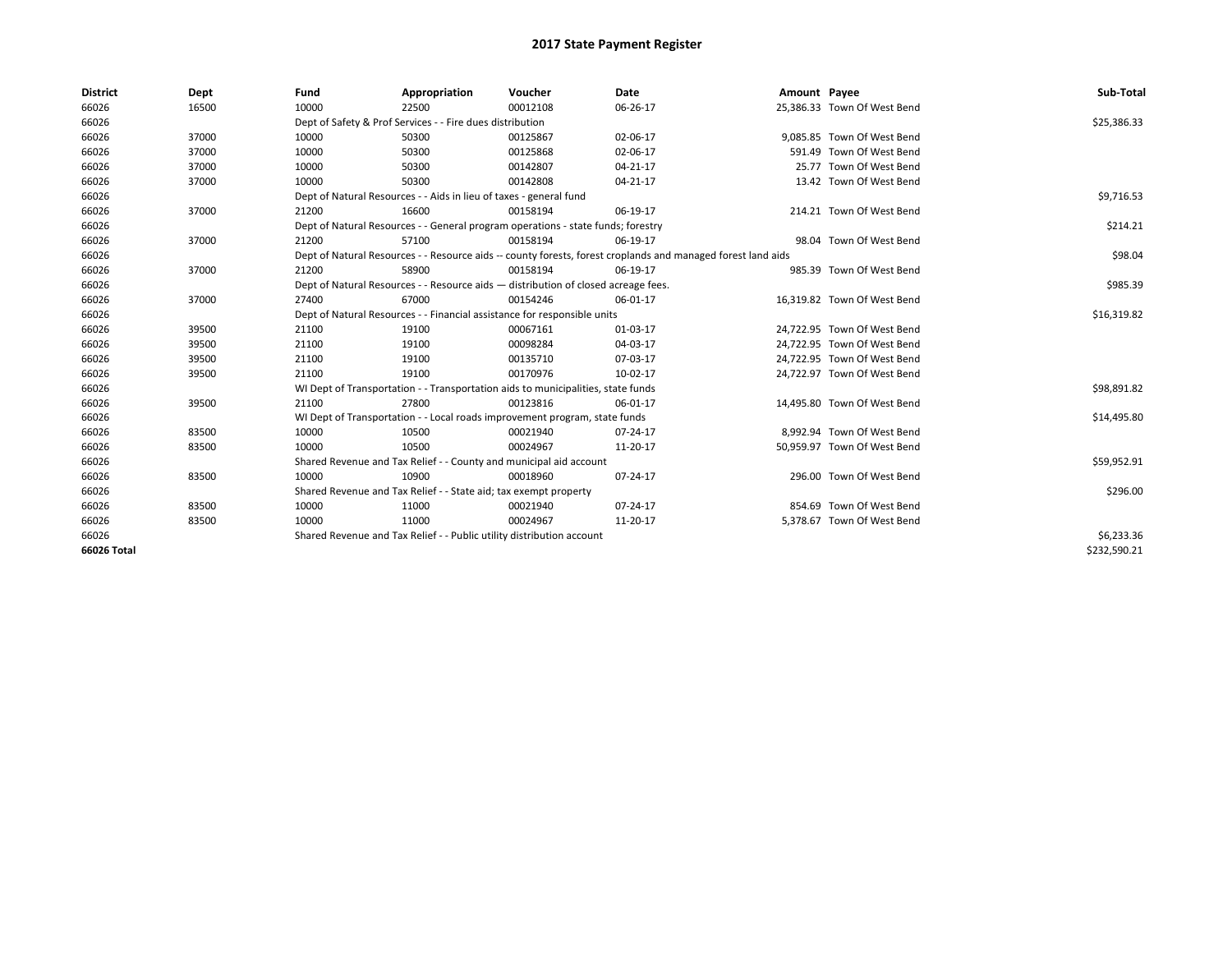# 2017 State Payment Register

| District | Dept | Fund | Appropriation | Voucher | Date | Amount | Payee | Sub-Total |
|---|---|---|---|---|---|---|---|---|
| 66026 | 16500 | 10000 | 22500 | 00012108 | 06-26-17 | 25,386.33 | Town Of West Bend | |
| 66026 | | Dept of Safety & Prof Services - - Fire dues distribution | | | | | | $25,386.33 |
| 66026 | 37000 | 10000 | 50300 | 00125867 | 02-06-17 | 9,085.85 | Town Of West Bend | |
| 66026 | 37000 | 10000 | 50300 | 00125868 | 02-06-17 | 591.49 | Town Of West Bend | |
| 66026 | 37000 | 10000 | 50300 | 00142807 | 04-21-17 | 25.77 | Town Of West Bend | |
| 66026 | 37000 | 10000 | 50300 | 00142808 | 04-21-17 | 13.42 | Town Of West Bend | |
| 66026 | | Dept of Natural Resources - - Aids in lieu of taxes - general fund | | | | | | $9,716.53 |
| 66026 | 37000 | 21200 | 16600 | 00158194 | 06-19-17 | 214.21 | Town Of West Bend | |
| 66026 | | Dept of Natural Resources - - General program operations - state funds; forestry | | | | | | $214.21 |
| 66026 | 37000 | 21200 | 57100 | 00158194 | 06-19-17 | 98.04 | Town Of West Bend | |
| 66026 | | Dept of Natural Resources - - Resource aids -- county forests, forest croplands and managed forest land aids | | | | | | $98.04 |
| 66026 | 37000 | 21200 | 58900 | 00158194 | 06-19-17 | 985.39 | Town Of West Bend | |
| 66026 | | Dept of Natural Resources - - Resource aids — distribution of closed acreage fees. | | | | | | $985.39 |
| 66026 | 37000 | 27400 | 67000 | 00154246 | 06-01-17 | 16,319.82 | Town Of West Bend | |
| 66026 | | Dept of Natural Resources - - Financial assistance for responsible units | | | | | | $16,319.82 |
| 66026 | 39500 | 21100 | 19100 | 00067161 | 01-03-17 | 24,722.95 | Town Of West Bend | |
| 66026 | 39500 | 21100 | 19100 | 00098284 | 04-03-17 | 24,722.95 | Town Of West Bend | |
| 66026 | 39500 | 21100 | 19100 | 00135710 | 07-03-17 | 24,722.95 | Town Of West Bend | |
| 66026 | 39500 | 21100 | 19100 | 00170976 | 10-02-17 | 24,722.97 | Town Of West Bend | |
| 66026 | | WI Dept of Transportation - - Transportation aids to municipalities, state funds | | | | | | $98,891.82 |
| 66026 | 39500 | 21100 | 27800 | 00123816 | 06-01-17 | 14,495.80 | Town Of West Bend | |
| 66026 | | WI Dept of Transportation - - Local roads improvement program, state funds | | | | | | $14,495.80 |
| 66026 | 83500 | 10000 | 10500 | 00021940 | 07-24-17 | 8,992.94 | Town Of West Bend | |
| 66026 | 83500 | 10000 | 10500 | 00024967 | 11-20-17 | 50,959.97 | Town Of West Bend | |
| 66026 | | Shared Revenue and Tax Relief - - County and municipal aid account | | | | | | $59,952.91 |
| 66026 | 83500 | 10000 | 10900 | 00018960 | 07-24-17 | 296.00 | Town Of West Bend | |
| 66026 | | Shared Revenue and Tax Relief - - State aid; tax exempt property | | | | | | $296.00 |
| 66026 | 83500 | 10000 | 11000 | 00021940 | 07-24-17 | 854.69 | Town Of West Bend | |
| 66026 | 83500 | 10000 | 11000 | 00024967 | 11-20-17 | 5,378.67 | Town Of West Bend | |
| 66026 | | Shared Revenue and Tax Relief - - Public utility distribution account | | | | | | $6,233.36 |
| **66026 Total** | | | | | | | | $232,590.21 |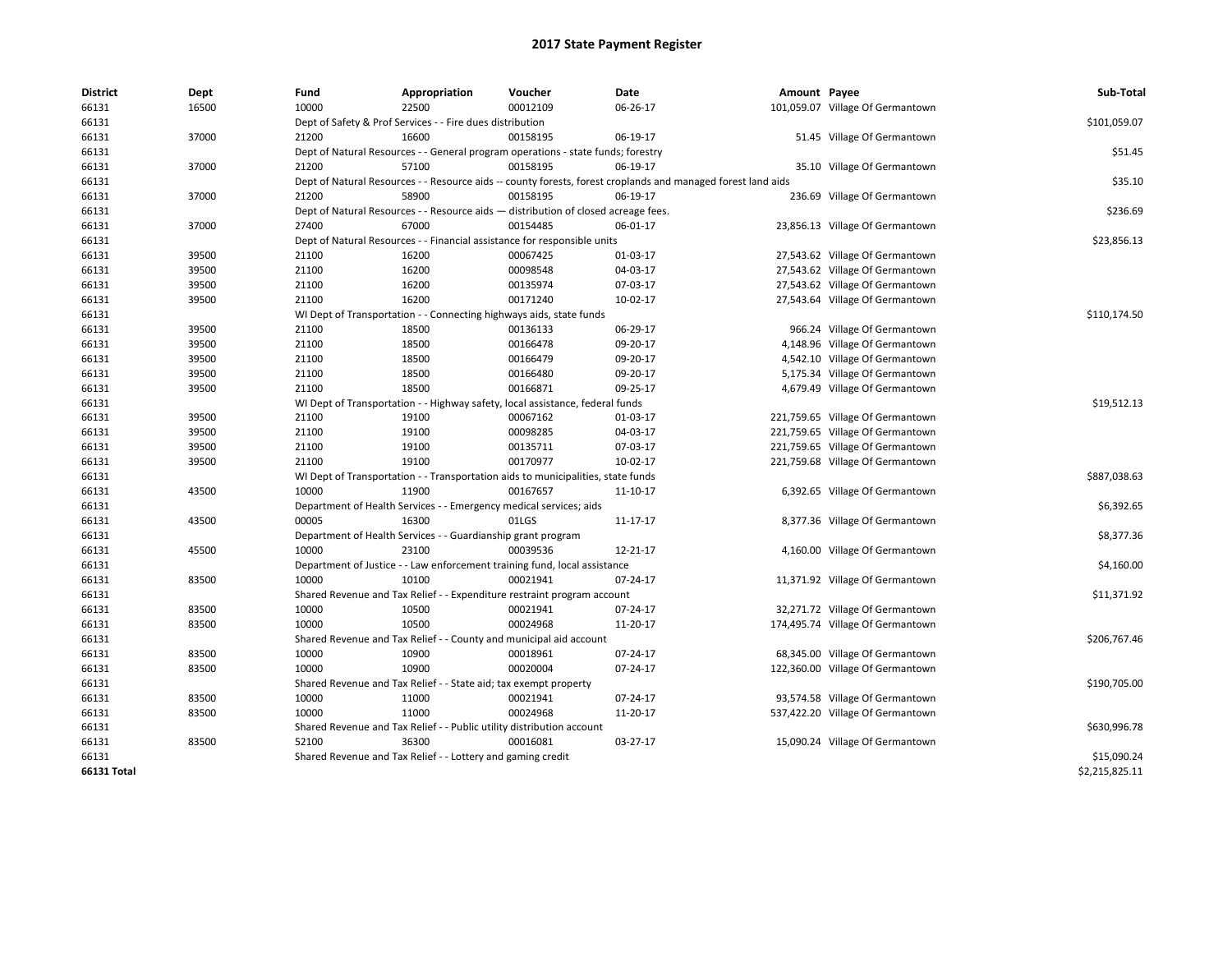# 2017 State Payment Register

| District | Dept | Fund | Appropriation | Voucher | Date | Amount | Payee | Sub-Total |
|---|---|---|---|---|---|---|---|---|
| 66131 | 16500 | 10000 | 22500 | 00012109 | 06-26-17 | 101,059.07 | Village Of Germantown | |
| 66131 | | Dept of Safety & Prof Services - - Fire dues distribution | | | | | | $101,059.07 |
| 66131 | 37000 | 21200 | 16600 | 00158195 | 06-19-17 | 51.45 | Village Of Germantown | |
| 66131 | | Dept of Natural Resources - - General program operations - state funds; forestry | | | | | | $51.45 |
| 66131 | 37000 | 21200 | 57100 | 00158195 | 06-19-17 | 35.10 | Village Of Germantown | |
| 66131 | | Dept of Natural Resources - - Resource aids -- county forests, forest croplands and managed forest land aids | | | | | | $35.10 |
| 66131 | 37000 | 21200 | 58900 | 00158195 | 06-19-17 | 236.69 | Village Of Germantown | |
| 66131 | | Dept of Natural Resources - - Resource aids — distribution of closed acreage fees. | | | | | | $236.69 |
| 66131 | 37000 | 27400 | 67000 | 00154485 | 06-01-17 | 23,856.13 | Village Of Germantown | |
| 66131 | | Dept of Natural Resources - - Financial assistance for responsible units | | | | | | $23,856.13 |
| 66131 | 39500 | 21100 | 16200 | 00067425 | 01-03-17 | 27,543.62 | Village Of Germantown | |
| 66131 | 39500 | 21100 | 16200 | 00098548 | 04-03-17 | 27,543.62 | Village Of Germantown | |
| 66131 | 39500 | 21100 | 16200 | 00135974 | 07-03-17 | 27,543.62 | Village Of Germantown | |
| 66131 | 39500 | 21100 | 16200 | 00171240 | 10-02-17 | 27,543.64 | Village Of Germantown | |
| 66131 | | WI Dept of Transportation - - Connecting highways aids, state funds | | | | | | $110,174.50 |
| 66131 | 39500 | 21100 | 18500 | 00136133 | 06-29-17 | 966.24 | Village Of Germantown | |
| 66131 | 39500 | 21100 | 18500 | 00166478 | 09-20-17 | 4,148.96 | Village Of Germantown | |
| 66131 | 39500 | 21100 | 18500 | 00166479 | 09-20-17 | 4,542.10 | Village Of Germantown | |
| 66131 | 39500 | 21100 | 18500 | 00166480 | 09-20-17 | 5,175.34 | Village Of Germantown | |
| 66131 | 39500 | 21100 | 18500 | 00166871 | 09-25-17 | 4,679.49 | Village Of Germantown | |
| 66131 | | WI Dept of Transportation - - Highway safety, local assistance, federal funds | | | | | | $19,512.13 |
| 66131 | 39500 | 21100 | 19100 | 00067162 | 01-03-17 | 221,759.65 | Village Of Germantown | |
| 66131 | 39500 | 21100 | 19100 | 00098285 | 04-03-17 | 221,759.65 | Village Of Germantown | |
| 66131 | 39500 | 21100 | 19100 | 00135711 | 07-03-17 | 221,759.65 | Village Of Germantown | |
| 66131 | 39500 | 21100 | 19100 | 00170977 | 10-02-17 | 221,759.68 | Village Of Germantown | |
| 66131 | | WI Dept of Transportation - - Transportation aids to municipalities, state funds | | | | | | $887,038.63 |
| 66131 | 43500 | 10000 | 11900 | 00167657 | 11-10-17 | 6,392.65 | Village Of Germantown | |
| 66131 | | Department of Health Services - - Emergency medical services; aids | | | | | | $6,392.65 |
| 66131 | 43500 | 00005 | 16300 | 01LGS | 11-17-17 | 8,377.36 | Village Of Germantown | |
| 66131 | | Department of Health Services - - Guardianship grant program | | | | | | $8,377.36 |
| 66131 | 45500 | 10000 | 23100 | 00039536 | 12-21-17 | 4,160.00 | Village Of Germantown | |
| 66131 | | Department of Justice - - Law enforcement training fund, local assistance | | | | | | $4,160.00 |
| 66131 | 83500 | 10000 | 10100 | 00021941 | 07-24-17 | 11,371.92 | Village Of Germantown | |
| 66131 | | Shared Revenue and Tax Relief - - Expenditure restraint program account | | | | | | $11,371.92 |
| 66131 | 83500 | 10000 | 10500 | 00021941 | 07-24-17 | 32,271.72 | Village Of Germantown | |
| 66131 | 83500 | 10000 | 10500 | 00024968 | 11-20-17 | 174,495.74 | Village Of Germantown | |
| 66131 | | Shared Revenue and Tax Relief - - County and municipal aid account | | | | | | $206,767.46 |
| 66131 | 83500 | 10000 | 10900 | 00018961 | 07-24-17 | 68,345.00 | Village Of Germantown | |
| 66131 | 83500 | 10000 | 10900 | 00020004 | 07-24-17 | 122,360.00 | Village Of Germantown | |
| 66131 | | Shared Revenue and Tax Relief - - State aid; tax exempt property | | | | | | $190,705.00 |
| 66131 | 83500 | 10000 | 11000 | 00021941 | 07-24-17 | 93,574.58 | Village Of Germantown | |
| 66131 | 83500 | 10000 | 11000 | 00024968 | 11-20-17 | 537,422.20 | Village Of Germantown | |
| 66131 | | Shared Revenue and Tax Relief - - Public utility distribution account | | | | | | $630,996.78 |
| 66131 | 83500 | 52100 | 36300 | 00016081 | 03-27-17 | 15,090.24 | Village Of Germantown | |
| 66131 | | Shared Revenue and Tax Relief - - Lottery and gaming credit | | | | | | $15,090.24 |
| **66131 Total** | | | | | | | | $2,215,825.11 |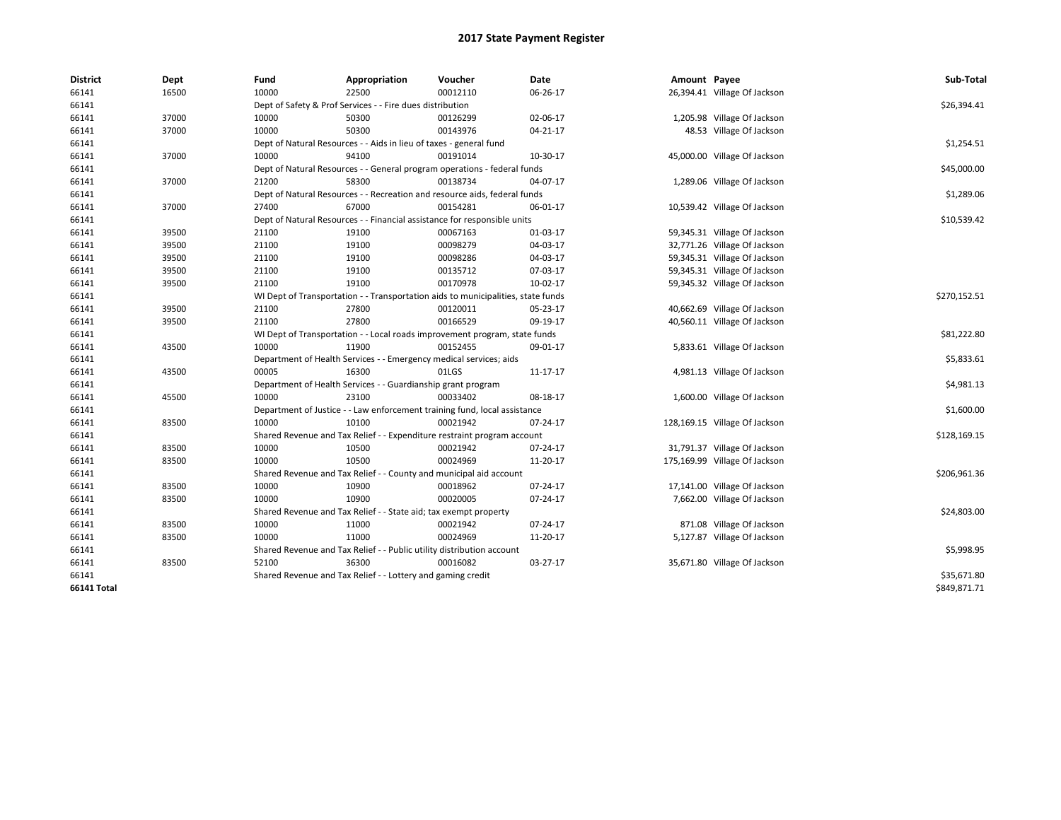# 2017 State Payment Register

| District | Dept | Fund | Appropriation | Voucher | Date | Amount | Payee | Sub-Total |
|---|---|---|---|---|---|---|---|---|
| 66141 | 16500 | 10000 | 22500 | 00012110 | 06-26-17 | 26,394.41 | Village Of Jackson | |
| 66141 | | Dept of Safety & Prof Services - - Fire dues distribution | | | | | | $26,394.41 |
| 66141 | 37000 | 10000 | 50300 | 00126299 | 02-06-17 | 1,205.98 | Village Of Jackson | |
| 66141 | 37000 | 10000 | 50300 | 00143976 | 04-21-17 | 48.53 | Village Of Jackson | |
| 66141 | | Dept of Natural Resources - - Aids in lieu of taxes - general fund | | | | | | $1,254.51 |
| 66141 | 37000 | 10000 | 94100 | 00191014 | 10-30-17 | 45,000.00 | Village Of Jackson | |
| 66141 | | Dept of Natural Resources - - General program operations - federal funds | | | | | | $45,000.00 |
| 66141 | 37000 | 21200 | 58300 | 00138734 | 04-07-17 | 1,289.06 | Village Of Jackson | |
| 66141 | | Dept of Natural Resources - - Recreation and resource aids, federal funds | | | | | | $1,289.06 |
| 66141 | 37000 | 27400 | 67000 | 00154281 | 06-01-17 | 10,539.42 | Village Of Jackson | |
| 66141 | | Dept of Natural Resources - - Financial assistance for responsible units | | | | | | $10,539.42 |
| 66141 | 39500 | 21100 | 19100 | 00067163 | 01-03-17 | 59,345.31 | Village Of Jackson | |
| 66141 | 39500 | 21100 | 19100 | 00098279 | 04-03-17 | 32,771.26 | Village Of Jackson | |
| 66141 | 39500 | 21100 | 19100 | 00098286 | 04-03-17 | 59,345.31 | Village Of Jackson | |
| 66141 | 39500 | 21100 | 19100 | 00135712 | 07-03-17 | 59,345.31 | Village Of Jackson | |
| 66141 | 39500 | 21100 | 19100 | 00170978 | 10-02-17 | 59,345.32 | Village Of Jackson | |
| 66141 | | WI Dept of Transportation - - Transportation aids to municipalities, state funds | | | | | | $270,152.51 |
| 66141 | 39500 | 21100 | 27800 | 00120011 | 05-23-17 | 40,662.69 | Village Of Jackson | |
| 66141 | 39500 | 21100 | 27800 | 00166529 | 09-19-17 | 40,560.11 | Village Of Jackson | |
| 66141 | | WI Dept of Transportation - - Local roads improvement program, state funds | | | | | | $81,222.80 |
| 66141 | 43500 | 10000 | 11900 | 00152455 | 09-01-17 | 5,833.61 | Village Of Jackson | |
| 66141 | | Department of Health Services - - Emergency medical services; aids | | | | | | $5,833.61 |
| 66141 | 43500 | 00005 | 16300 | 01LGS | 11-17-17 | 4,981.13 | Village Of Jackson | |
| 66141 | | Department of Health Services - - Guardianship grant program | | | | | | $4,981.13 |
| 66141 | 45500 | 10000 | 23100 | 00033402 | 08-18-17 | 1,600.00 | Village Of Jackson | |
| 66141 | | Department of Justice - - Law enforcement training fund, local assistance | | | | | | $1,600.00 |
| 66141 | 83500 | 10000 | 10100 | 00021942 | 07-24-17 | 128,169.15 | Village Of Jackson | |
| 66141 | | Shared Revenue and Tax Relief - - Expenditure restraint program account | | | | | | $128,169.15 |
| 66141 | 83500 | 10000 | 10500 | 00021942 | 07-24-17 | 31,791.37 | Village Of Jackson | |
| 66141 | 83500 | 10000 | 10500 | 00024969 | 11-20-17 | 175,169.99 | Village Of Jackson | |
| 66141 | | Shared Revenue and Tax Relief - - County and municipal aid account | | | | | | $206,961.36 |
| 66141 | 83500 | 10000 | 10900 | 00018962 | 07-24-17 | 17,141.00 | Village Of Jackson | |
| 66141 | 83500 | 10000 | 10900 | 00020005 | 07-24-17 | 7,662.00 | Village Of Jackson | |
| 66141 | | Shared Revenue and Tax Relief - - State aid; tax exempt property | | | | | | $24,803.00 |
| 66141 | 83500 | 10000 | 11000 | 00021942 | 07-24-17 | 871.08 | Village Of Jackson | |
| 66141 | 83500 | 10000 | 11000 | 00024969 | 11-20-17 | 5,127.87 | Village Of Jackson | |
| 66141 | | Shared Revenue and Tax Relief - - Public utility distribution account | | | | | | $5,998.95 |
| 66141 | 83500 | 52100 | 36300 | 00016082 | 03-27-17 | 35,671.80 | Village Of Jackson | |
| 66141 | | Shared Revenue and Tax Relief - - Lottery and gaming credit | | | | | | $35,671.80 |
| **66141 Total** | | | | | | | | $849,871.71 |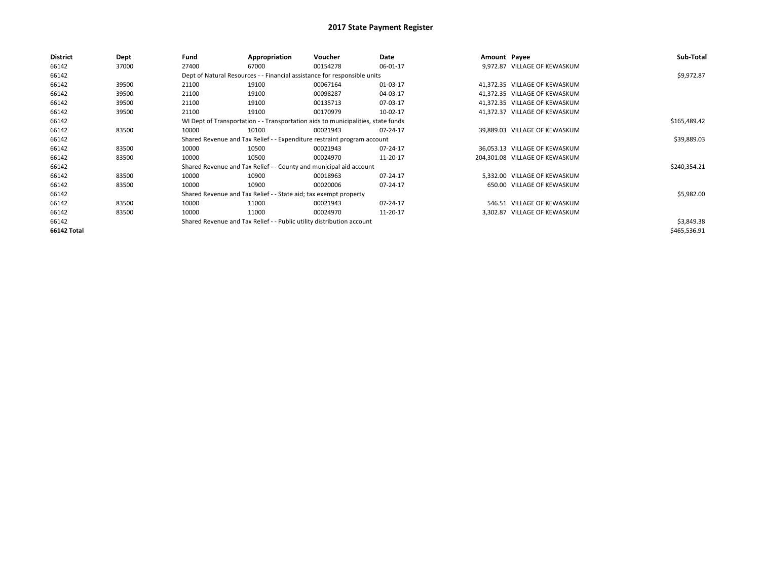# 2017 State Payment Register

| District | Dept | Fund | Appropriation | Voucher | Date | Amount | Payee | Sub-Total |
|---|---|---|---|---|---|---|---|---|
| 66142 | 37000 | 27400 | 67000 | 00154278 | 06-01-17 | 9,972.87 | VILLAGE OF KEWASKUM | |
| 66142 | | Dept of Natural Resources - - Financial assistance for responsible units | | | | | | $9,972.87 |
| 66142 | 39500 | 21100 | 19100 | 00067164 | 01-03-17 | 41,372.35 | VILLAGE OF KEWASKUM | |
| 66142 | 39500 | 21100 | 19100 | 00098287 | 04-03-17 | 41,372.35 | VILLAGE OF KEWASKUM | |
| 66142 | 39500 | 21100 | 19100 | 00135713 | 07-03-17 | 41,372.35 | VILLAGE OF KEWASKUM | |
| 66142 | 39500 | 21100 | 19100 | 00170979 | 10-02-17 | 41,372.37 | VILLAGE OF KEWASKUM | |
| 66142 | | WI Dept of Transportation - - Transportation aids to municipalities, state funds | | | | | | $165,489.42 |
| 66142 | 83500 | 10000 | 10100 | 00021943 | 07-24-17 | 39,889.03 | VILLAGE OF KEWASKUM | |
| 66142 | | Shared Revenue and Tax Relief - - Expenditure restraint program account | | | | | | $39,889.03 |
| 66142 | 83500 | 10000 | 10500 | 00021943 | 07-24-17 | 36,053.13 | VILLAGE OF KEWASKUM | |
| 66142 | 83500 | 10000 | 10500 | 00024970 | 11-20-17 | 204,301.08 | VILLAGE OF KEWASKUM | |
| 66142 | | Shared Revenue and Tax Relief - - County and municipal aid account | | | | | | $240,354.21 |
| 66142 | 83500 | 10000 | 10900 | 00018963 | 07-24-17 | 5,332.00 | VILLAGE OF KEWASKUM | |
| 66142 | 83500 | 10000 | 10900 | 00020006 | 07-24-17 | 650.00 | VILLAGE OF KEWASKUM | |
| 66142 | | Shared Revenue and Tax Relief - - State aid; tax exempt property | | | | | | $5,982.00 |
| 66142 | 83500 | 10000 | 11000 | 00021943 | 07-24-17 | 546.51 | VILLAGE OF KEWASKUM | |
| 66142 | 83500 | 10000 | 11000 | 00024970 | 11-20-17 | 3,302.87 | VILLAGE OF KEWASKUM | |
| 66142 | | Shared Revenue and Tax Relief - - Public utility distribution account | | | | | | $3,849.38 |
| **66142 Total** | | | | | | | | $465,536.91 |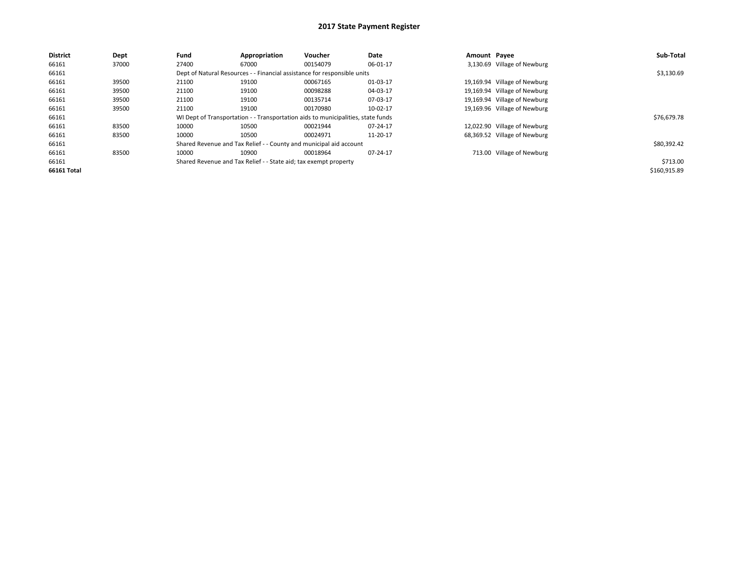# 2017 State Payment Register

| District | Dept | Fund | Appropriation | Voucher | Date | Amount | Payee | Sub-Total |
|---|---|---|---|---|---|---|---|---|
| 66161 | 37000 | 27400 | 67000 | 00154079 | 06-01-17 | 3,130.69 | Village of Newburg | |
| 66161 | | Dept of Natural Resources - - Financial assistance for responsible units | | | | | | $3,130.69 |
| 66161 | 39500 | 21100 | 19100 | 00067165 | 01-03-17 | 19,169.94 | Village of Newburg | |
| 66161 | 39500 | 21100 | 19100 | 00098288 | 04-03-17 | 19,169.94 | Village of Newburg | |
| 66161 | 39500 | 21100 | 19100 | 00135714 | 07-03-17 | 19,169.94 | Village of Newburg | |
| 66161 | 39500 | 21100 | 19100 | 00170980 | 10-02-17 | 19,169.96 | Village of Newburg | |
| 66161 | | WI Dept of Transportation - - Transportation aids to municipalities, state funds | | | | | | $76,679.78 |
| 66161 | 83500 | 10000 | 10500 | 00021944 | 07-24-17 | 12,022.90 | Village of Newburg | |
| 66161 | 83500 | 10000 | 10500 | 00024971 | 11-20-17 | 68,369.52 | Village of Newburg | |
| 66161 | | Shared Revenue and Tax Relief - - County and municipal aid account | | | | | | $80,392.42 |
| 66161 | 83500 | 10000 | 10900 | 00018964 | 07-24-17 | 713.00 | Village of Newburg | |
| 66161 | | Shared Revenue and Tax Relief - - State aid; tax exempt property | | | | | | $713.00 |
| **66161 Total** | | | | | | | | $160,915.89 |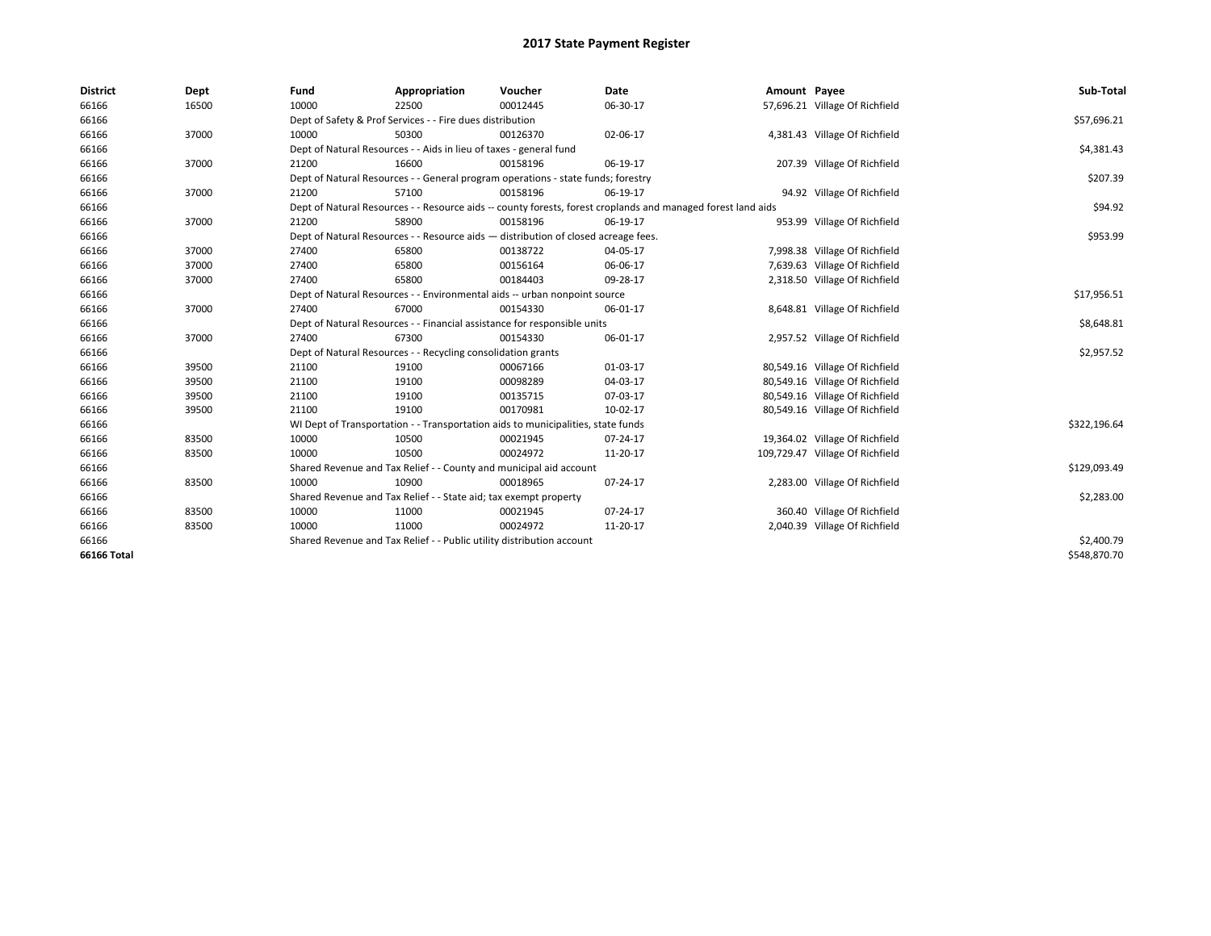# 2017 State Payment Register

| District | Dept | Fund | Appropriation | Voucher | Date | Amount | Payee | Sub-Total |
|---|---|---|---|---|---|---|---|---|
| 66166 | 16500 | 10000 | 22500 | 00012445 | 06-30-17 | 57,696.21 | Village Of Richfield | |
| 66166 | | Dept of Safety & Prof Services - - Fire dues distribution | | | | | | $57,696.21 |
| 66166 | 37000 | 10000 | 50300 | 00126370 | 02-06-17 | 4,381.43 | Village Of Richfield | |
| 66166 | | Dept of Natural Resources - - Aids in lieu of taxes - general fund | | | | | | $4,381.43 |
| 66166 | 37000 | 21200 | 16600 | 00158196 | 06-19-17 | 207.39 | Village Of Richfield | |
| 66166 | | Dept of Natural Resources - - General program operations - state funds; forestry | | | | | | $207.39 |
| 66166 | 37000 | 21200 | 57100 | 00158196 | 06-19-17 | 94.92 | Village Of Richfield | |
| 66166 | | Dept of Natural Resources - - Resource aids -- county forests, forest croplands and managed forest land aids | | | | | | $94.92 |
| 66166 | 37000 | 21200 | 58900 | 00158196 | 06-19-17 | 953.99 | Village Of Richfield | |
| 66166 | | Dept of Natural Resources - - Resource aids — distribution of closed acreage fees. | | | | | | $953.99 |
| 66166 | 37000 | 27400 | 65800 | 00138722 | 04-05-17 | 7,998.38 | Village Of Richfield | |
| 66166 | 37000 | 27400 | 65800 | 00156164 | 06-06-17 | 7,639.63 | Village Of Richfield | |
| 66166 | 37000 | 27400 | 65800 | 00184403 | 09-28-17 | 2,318.50 | Village Of Richfield | |
| 66166 | | Dept of Natural Resources - - Environmental aids -- urban nonpoint source | | | | | | $17,956.51 |
| 66166 | 37000 | 27400 | 67000 | 00154330 | 06-01-17 | 8,648.81 | Village Of Richfield | |
| 66166 | | Dept of Natural Resources - - Financial assistance for responsible units | | | | | | $8,648.81 |
| 66166 | 37000 | 27400 | 67300 | 00154330 | 06-01-17 | 2,957.52 | Village Of Richfield | |
| 66166 | | Dept of Natural Resources - - Recycling consolidation grants | | | | | | $2,957.52 |
| 66166 | 39500 | 21100 | 19100 | 00067166 | 01-03-17 | 80,549.16 | Village Of Richfield | |
| 66166 | 39500 | 21100 | 19100 | 00098289 | 04-03-17 | 80,549.16 | Village Of Richfield | |
| 66166 | 39500 | 21100 | 19100 | 00135715 | 07-03-17 | 80,549.16 | Village Of Richfield | |
| 66166 | 39500 | 21100 | 19100 | 00170981 | 10-02-17 | 80,549.16 | Village Of Richfield | |
| 66166 | | WI Dept of Transportation - - Transportation aids to municipalities, state funds | | | | | | $322,196.64 |
| 66166 | 83500 | 10000 | 10500 | 00021945 | 07-24-17 | 19,364.02 | Village Of Richfield | |
| 66166 | 83500 | 10000 | 10500 | 00024972 | 11-20-17 | 109,729.47 | Village Of Richfield | |
| 66166 | | Shared Revenue and Tax Relief - - County and municipal aid account | | | | | | $129,093.49 |
| 66166 | 83500 | 10000 | 10900 | 00018965 | 07-24-17 | 2,283.00 | Village Of Richfield | |
| 66166 | | Shared Revenue and Tax Relief - - State aid; tax exempt property | | | | | | $2,283.00 |
| 66166 | 83500 | 10000 | 11000 | 00021945 | 07-24-17 | 360.40 | Village Of Richfield | |
| 66166 | 83500 | 10000 | 11000 | 00024972 | 11-20-17 | 2,040.39 | Village Of Richfield | |
| 66166 | | Shared Revenue and Tax Relief - - Public utility distribution account | | | | | | $2,400.79 |
| 66166 Total | | | | | | | | $548,870.70 |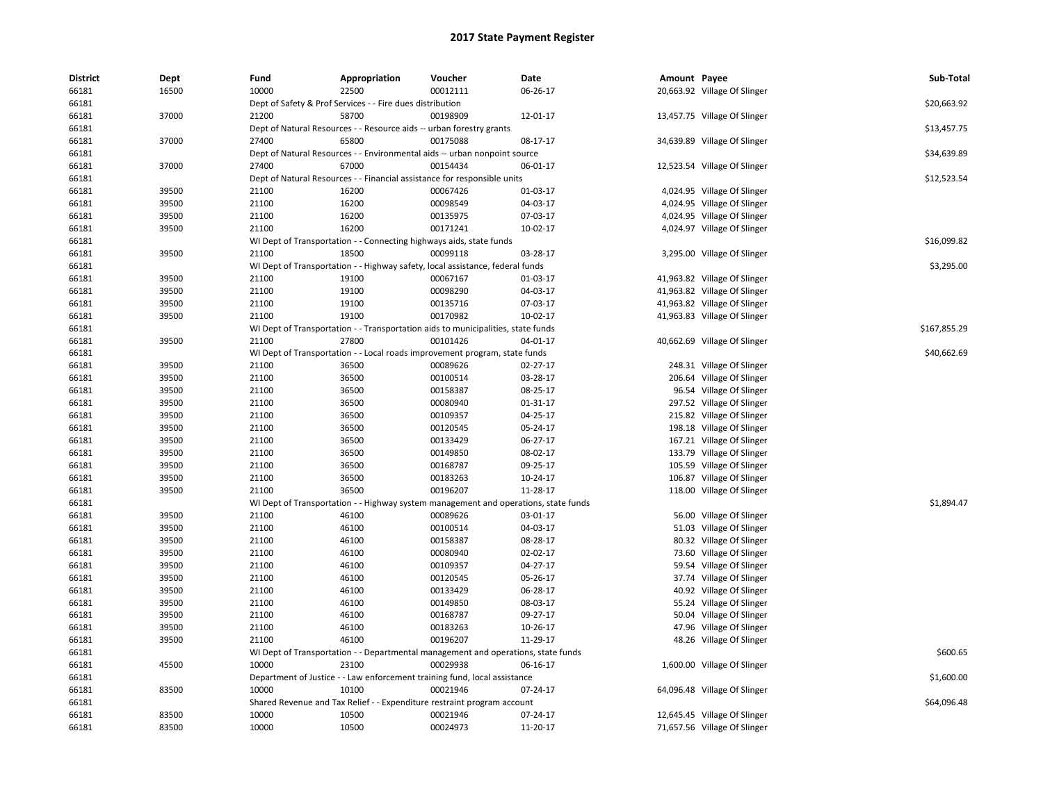# 2017 State Payment Register

| District | Dept | Fund | Appropriation | Voucher | Date | Amount | Payee | Sub-Total |
|---|---|---|---|---|---|---|---|---|
| 66181 | 16500 | 10000 | 22500 | 00012111 | 06-26-17 | 20,663.92 | Village Of Slinger | |
| 66181 | | Dept of Safety & Prof Services - - Fire dues distribution | | | | | | $20,663.92 |
| 66181 | 37000 | 21200 | 58700 | 00198909 | 12-01-17 | 13,457.75 | Village Of Slinger | |
| 66181 | | Dept of Natural Resources - - Resource aids -- urban forestry grants | | | | | | $13,457.75 |
| 66181 | 37000 | 27400 | 65800 | 00175088 | 08-17-17 | 34,639.89 | Village Of Slinger | |
| 66181 | | Dept of Natural Resources - - Environmental aids -- urban nonpoint source | | | | | | $34,639.89 |
| 66181 | 37000 | 27400 | 67000 | 00154434 | 06-01-17 | 12,523.54 | Village Of Slinger | |
| 66181 | | Dept of Natural Resources - - Financial assistance for responsible units | | | | | | $12,523.54 |
| 66181 | 39500 | 21100 | 16200 | 00067426 | 01-03-17 | 4,024.95 | Village Of Slinger | |
| 66181 | 39500 | 21100 | 16200 | 00098549 | 04-03-17 | 4,024.95 | Village Of Slinger | |
| 66181 | 39500 | 21100 | 16200 | 00135975 | 07-03-17 | 4,024.95 | Village Of Slinger | |
| 66181 | 39500 | 21100 | 16200 | 00171241 | 10-02-17 | 4,024.97 | Village Of Slinger | |
| 66181 | | WI Dept of Transportation - - Connecting highways aids, state funds | | | | | | $16,099.82 |
| 66181 | 39500 | 21100 | 18500 | 00099118 | 03-28-17 | 3,295.00 | Village Of Slinger | |
| 66181 | | WI Dept of Transportation - - Highway safety, local assistance, federal funds | | | | | | $3,295.00 |
| 66181 | 39500 | 21100 | 19100 | 00067167 | 01-03-17 | 41,963.82 | Village Of Slinger | |
| 66181 | 39500 | 21100 | 19100 | 00098290 | 04-03-17 | 41,963.82 | Village Of Slinger | |
| 66181 | 39500 | 21100 | 19100 | 00135716 | 07-03-17 | 41,963.82 | Village Of Slinger | |
| 66181 | 39500 | 21100 | 19100 | 00170982 | 10-02-17 | 41,963.83 | Village Of Slinger | |
| 66181 | | WI Dept of Transportation - - Transportation aids to municipalities, state funds | | | | | | $167,855.29 |
| 66181 | 39500 | 21100 | 27800 | 00101426 | 04-01-17 | 40,662.69 | Village Of Slinger | |
| 66181 | | WI Dept of Transportation - - Local roads improvement program, state funds | | | | | | $40,662.69 |
| 66181 | 39500 | 21100 | 36500 | 00089626 | 02-27-17 | 248.31 | Village Of Slinger | |
| 66181 | 39500 | 21100 | 36500 | 00100514 | 03-28-17 | 206.64 | Village Of Slinger | |
| 66181 | 39500 | 21100 | 36500 | 00158387 | 08-25-17 | 96.54 | Village Of Slinger | |
| 66181 | 39500 | 21100 | 36500 | 00080940 | 01-31-17 | 297.52 | Village Of Slinger | |
| 66181 | 39500 | 21100 | 36500 | 00109357 | 04-25-17 | 215.82 | Village Of Slinger | |
| 66181 | 39500 | 21100 | 36500 | 00120545 | 05-24-17 | 198.18 | Village Of Slinger | |
| 66181 | 39500 | 21100 | 36500 | 00133429 | 06-27-17 | 167.21 | Village Of Slinger | |
| 66181 | 39500 | 21100 | 36500 | 00149850 | 08-02-17 | 133.79 | Village Of Slinger | |
| 66181 | 39500 | 21100 | 36500 | 00168787 | 09-25-17 | 105.59 | Village Of Slinger | |
| 66181 | 39500 | 21100 | 36500 | 00183263 | 10-24-17 | 106.87 | Village Of Slinger | |
| 66181 | 39500 | 21100 | 36500 | 00196207 | 11-28-17 | 118.00 | Village Of Slinger | |
| 66181 | | WI Dept of Transportation - - Highway system management and operations, state funds | | | | | | $1,894.47 |
| 66181 | 39500 | 21100 | 46100 | 00089626 | 03-01-17 | 56.00 | Village Of Slinger | |
| 66181 | 39500 | 21100 | 46100 | 00100514 | 04-03-17 | 51.03 | Village Of Slinger | |
| 66181 | 39500 | 21100 | 46100 | 00158387 | 08-28-17 | 80.32 | Village Of Slinger | |
| 66181 | 39500 | 21100 | 46100 | 00080940 | 02-02-17 | 73.60 | Village Of Slinger | |
| 66181 | 39500 | 21100 | 46100 | 00109357 | 04-27-17 | 59.54 | Village Of Slinger | |
| 66181 | 39500 | 21100 | 46100 | 00120545 | 05-26-17 | 37.74 | Village Of Slinger | |
| 66181 | 39500 | 21100 | 46100 | 00133429 | 06-28-17 | 40.92 | Village Of Slinger | |
| 66181 | 39500 | 21100 | 46100 | 00149850 | 08-03-17 | 55.24 | Village Of Slinger | |
| 66181 | 39500 | 21100 | 46100 | 00168787 | 09-27-17 | 50.04 | Village Of Slinger | |
| 66181 | 39500 | 21100 | 46100 | 00183263 | 10-26-17 | 47.96 | Village Of Slinger | |
| 66181 | 39500 | 21100 | 46100 | 00196207 | 11-29-17 | 48.26 | Village Of Slinger | |
| 66181 | | WI Dept of Transportation - - Departmental management and operations, state funds | | | | | | $600.65 |
| 66181 | 45500 | 10000 | 23100 | 00029938 | 06-16-17 | 1,600.00 | Village Of Slinger | |
| 66181 | | Department of Justice - - Law enforcement training fund, local assistance | | | | | | $1,600.00 |
| 66181 | 83500 | 10000 | 10100 | 00021946 | 07-24-17 | 64,096.48 | Village Of Slinger | |
| 66181 | | Shared Revenue and Tax Relief - - Expenditure restraint program account | | | | | | $64,096.48 |
| 66181 | 83500 | 10000 | 10500 | 00021946 | 07-24-17 | 12,645.45 | Village Of Slinger | |
| 66181 | 83500 | 10000 | 10500 | 00024973 | 11-20-17 | 71,657.56 | Village Of Slinger | |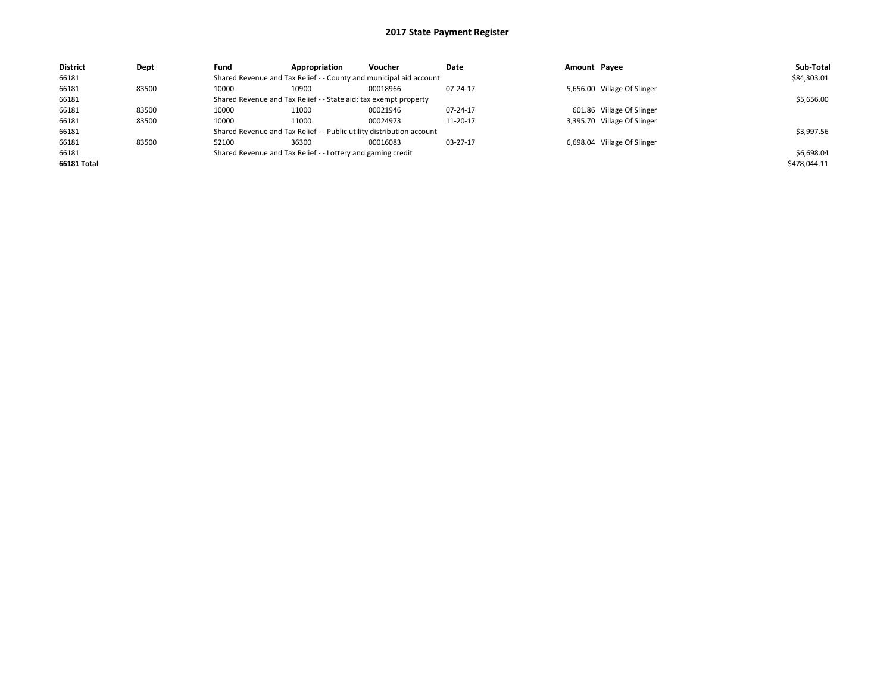## 2017 State Payment Register

| District | Dept | Fund | Appropriation | Voucher | Date | Amount | Payee | Sub-Total |
|---|---|---|---|---|---|---|---|---|
| 66181 | | Shared Revenue and Tax Relief - - County and municipal aid account | | | | | | $84,303.01 |
| 66181 | 83500 | 10000 | 10900 | 00018966 | 07-24-17 | 5,656.00 | Village Of Slinger | |
| 66181 | | Shared Revenue and Tax Relief - - State aid; tax exempt property | | | | | | $5,656.00 |
| 66181 | 83500 | 10000 | 11000 | 00021946 | 07-24-17 | 601.86 | Village Of Slinger | |
| 66181 | 83500 | 10000 | 11000 | 00024973 | 11-20-17 | 3,395.70 | Village Of Slinger | |
| 66181 | | Shared Revenue and Tax Relief - - Public utility distribution account | | | | | | $3,997.56 |
| 66181 | 83500 | 52100 | 36300 | 00016083 | 03-27-17 | 6,698.04 | Village Of Slinger | |
| 66181 | | Shared Revenue and Tax Relief - - Lottery and gaming credit | | | | | | $6,698.04 |
| **66181 Total** | | | | | | | | $478,044.11 |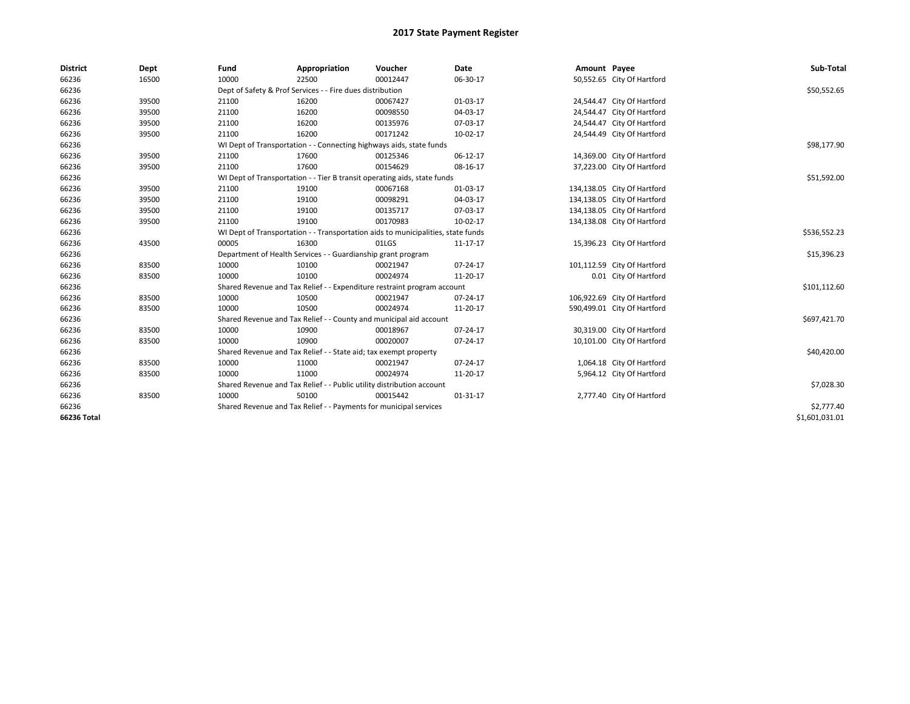# 2017 State Payment Register

| District | Dept | Fund | Appropriation | Voucher | Date | Amount | Payee | Sub-Total |
|---|---|---|---|---|---|---|---|---|
| 66236 | 16500 | 10000 | 22500 | 00012447 | 06-30-17 | 50,552.65 | City Of Hartford | |
| 66236 | | Dept of Safety & Prof Services - - Fire dues distribution | | | | | | $50,552.65 |
| 66236 | 39500 | 21100 | 16200 | 00067427 | 01-03-17 | 24,544.47 | City Of Hartford | |
| 66236 | 39500 | 21100 | 16200 | 00098550 | 04-03-17 | 24,544.47 | City Of Hartford | |
| 66236 | 39500 | 21100 | 16200 | 00135976 | 07-03-17 | 24,544.47 | City Of Hartford | |
| 66236 | 39500 | 21100 | 16200 | 00171242 | 10-02-17 | 24,544.49 | City Of Hartford | |
| 66236 | | WI Dept of Transportation - - Connecting highways aids, state funds | | | | | | $98,177.90 |
| 66236 | 39500 | 21100 | 17600 | 00125346 | 06-12-17 | 14,369.00 | City Of Hartford | |
| 66236 | 39500 | 21100 | 17600 | 00154629 | 08-16-17 | 37,223.00 | City Of Hartford | |
| 66236 | | WI Dept of Transportation - - Tier B transit operating aids, state funds | | | | | | $51,592.00 |
| 66236 | 39500 | 21100 | 19100 | 00067168 | 01-03-17 | 134,138.05 | City Of Hartford | |
| 66236 | 39500 | 21100 | 19100 | 00098291 | 04-03-17 | 134,138.05 | City Of Hartford | |
| 66236 | 39500 | 21100 | 19100 | 00135717 | 07-03-17 | 134,138.05 | City Of Hartford | |
| 66236 | 39500 | 21100 | 19100 | 00170983 | 10-02-17 | 134,138.08 | City Of Hartford | |
| 66236 | | WI Dept of Transportation - - Transportation aids to municipalities, state funds | | | | | | $536,552.23 |
| 66236 | 43500 | 00005 | 16300 | 01LGS | 11-17-17 | 15,396.23 | City Of Hartford | |
| 66236 | | Department of Health Services - - Guardianship grant program | | | | | | $15,396.23 |
| 66236 | 83500 | 10000 | 10100 | 00021947 | 07-24-17 | 101,112.59 | City Of Hartford | |
| 66236 | 83500 | 10000 | 10100 | 00024974 | 11-20-17 | 0.01 | City Of Hartford | |
| 66236 | | Shared Revenue and Tax Relief - - Expenditure restraint program account | | | | | | $101,112.60 |
| 66236 | 83500 | 10000 | 10500 | 00021947 | 07-24-17 | 106,922.69 | City Of Hartford | |
| 66236 | 83500 | 10000 | 10500 | 00024974 | 11-20-17 | 590,499.01 | City Of Hartford | |
| 66236 | | Shared Revenue and Tax Relief - - County and municipal aid account | | | | | | $697,421.70 |
| 66236 | 83500 | 10000 | 10900 | 00018967 | 07-24-17 | 30,319.00 | City Of Hartford | |
| 66236 | 83500 | 10000 | 10900 | 00020007 | 07-24-17 | 10,101.00 | City Of Hartford | |
| 66236 | | Shared Revenue and Tax Relief - - State aid; tax exempt property | | | | | | $40,420.00 |
| 66236 | 83500 | 10000 | 11000 | 00021947 | 07-24-17 | 1,064.18 | City Of Hartford | |
| 66236 | 83500 | 10000 | 11000 | 00024974 | 11-20-17 | 5,964.12 | City Of Hartford | |
| 66236 | | Shared Revenue and Tax Relief - - Public utility distribution account | | | | | | $7,028.30 |
| 66236 | 83500 | 10000 | 50100 | 00015442 | 01-31-17 | 2,777.40 | City Of Hartford | |
| 66236 | | Shared Revenue and Tax Relief - - Payments for municipal services | | | | | | $2,777.40 |
| **66236 Total** | | | | | | | | $1,601,031.01 |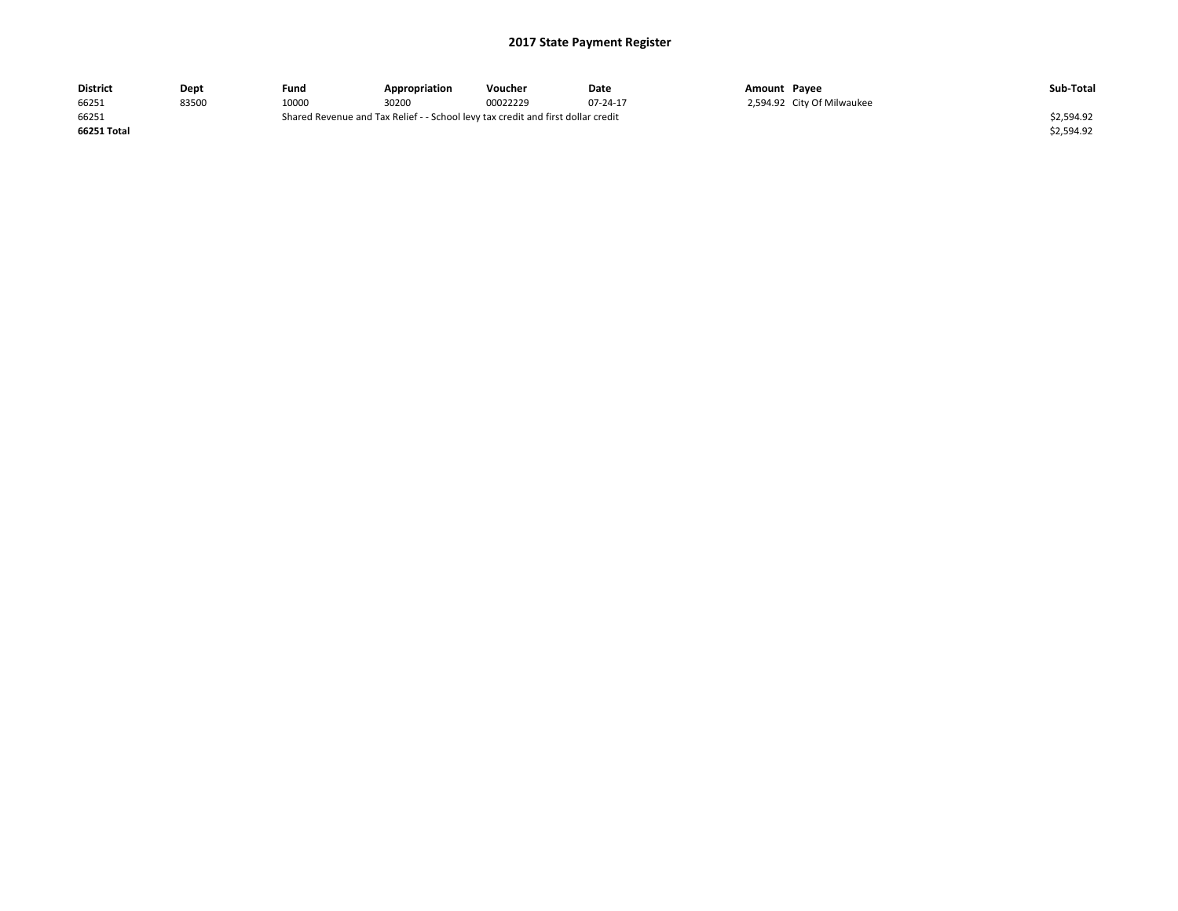# 2017 State Payment Register

| District | Dept | Fund | Appropriation | Voucher | Date | Amount | Payee | Sub-Total |
|---|---|---|---|---|---|---|---|---|
| 66251 | 83500 | 10000 | 30200 | 00022229 | 07-24-17 | 2,594.92 | City Of Milwaukee | |
| 66251 | | Shared Revenue and Tax Relief - - School levy tax credit and first dollar credit | | | | | | $2,594.92 |
| **66251 Total** | | | | | | | | $2,594.92 |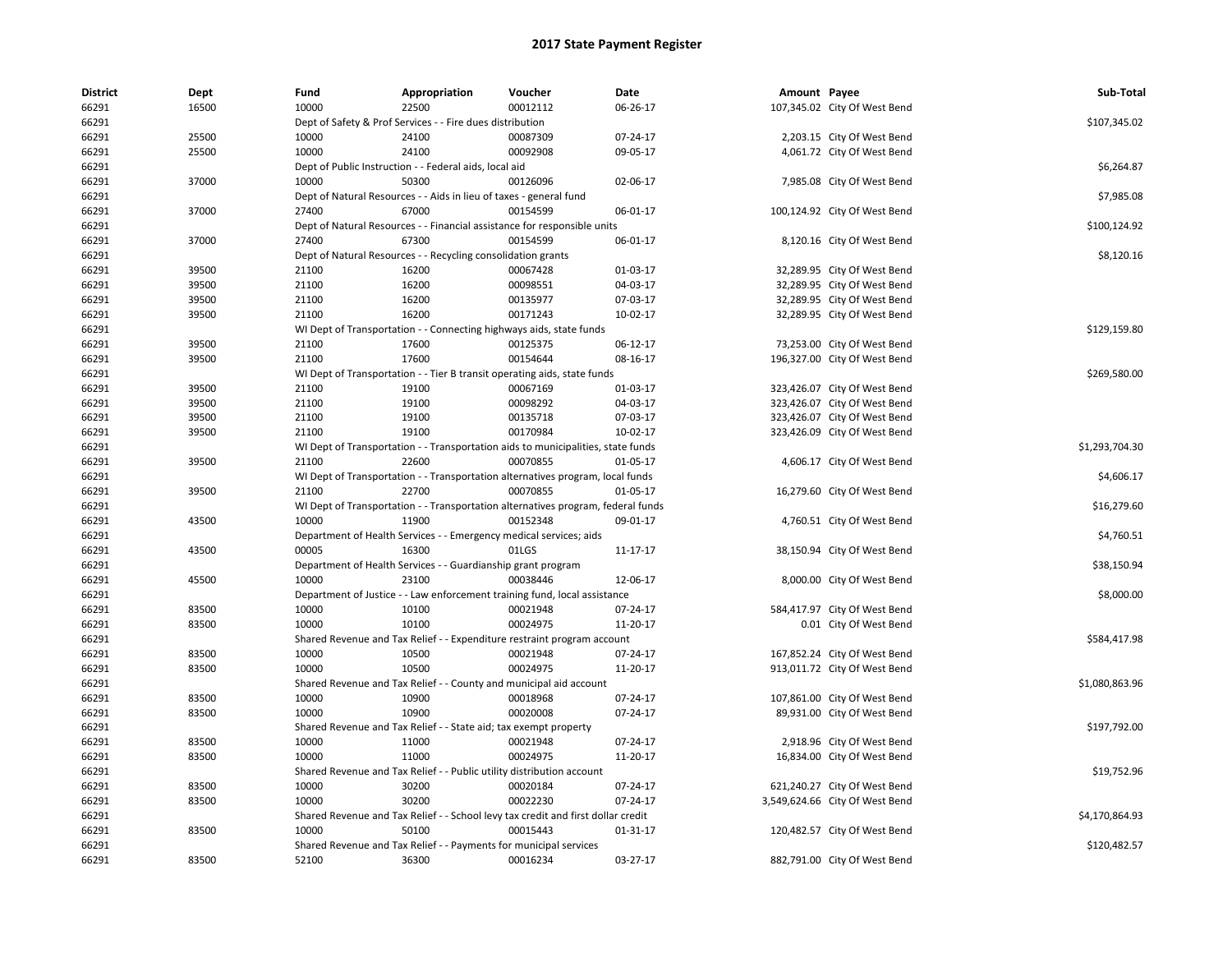# 2017 State Payment Register

| District | Dept | Fund | Appropriation | Voucher | Date | Amount | Payee | Sub-Total |
|---|---|---|---|---|---|---|---|---|
| 66291 | 16500 | 10000 | 22500 | 00012112 | 06-26-17 | 107,345.02 | City Of West Bend | |
| 66291 | | Dept of Safety & Prof Services - - Fire dues distribution | | | | | | $107,345.02 |
| 66291 | 25500 | 10000 | 24100 | 00087309 | 07-24-17 | 2,203.15 | City Of West Bend | |
| 66291 | 25500 | 10000 | 24100 | 00092908 | 09-05-17 | 4,061.72 | City Of West Bend | |
| 66291 | | Dept of Public Instruction - - Federal aids, local aid | | | | | | $6,264.87 |
| 66291 | 37000 | 10000 | 50300 | 00126096 | 02-06-17 | 7,985.08 | City Of West Bend | |
| 66291 | | Dept of Natural Resources - - Aids in lieu of taxes - general fund | | | | | | $7,985.08 |
| 66291 | 37000 | 27400 | 67000 | 00154599 | 06-01-17 | 100,124.92 | City Of West Bend | |
| 66291 | | Dept of Natural Resources - - Financial assistance for responsible units | | | | | | $100,124.92 |
| 66291 | 37000 | 27400 | 67300 | 00154599 | 06-01-17 | 8,120.16 | City Of West Bend | |
| 66291 | | Dept of Natural Resources - - Recycling consolidation grants | | | | | | $8,120.16 |
| 66291 | 39500 | 21100 | 16200 | 00067428 | 01-03-17 | 32,289.95 | City Of West Bend | |
| 66291 | 39500 | 21100 | 16200 | 00098551 | 04-03-17 | 32,289.95 | City Of West Bend | |
| 66291 | 39500 | 21100 | 16200 | 00135977 | 07-03-17 | 32,289.95 | City Of West Bend | |
| 66291 | 39500 | 21100 | 16200 | 00171243 | 10-02-17 | 32,289.95 | City Of West Bend | |
| 66291 | | WI Dept of Transportation - - Connecting highways aids, state funds | | | | | | $129,159.80 |
| 66291 | 39500 | 21100 | 17600 | 00125375 | 06-12-17 | 73,253.00 | City Of West Bend | |
| 66291 | 39500 | 21100 | 17600 | 00154644 | 08-16-17 | 196,327.00 | City Of West Bend | |
| 66291 | | WI Dept of Transportation - - Tier B transit operating aids, state funds | | | | | | $269,580.00 |
| 66291 | 39500 | 21100 | 19100 | 00067169 | 01-03-17 | 323,426.07 | City Of West Bend | |
| 66291 | 39500 | 21100 | 19100 | 00098292 | 04-03-17 | 323,426.07 | City Of West Bend | |
| 66291 | 39500 | 21100 | 19100 | 00135718 | 07-03-17 | 323,426.07 | City Of West Bend | |
| 66291 | 39500 | 21100 | 19100 | 00170984 | 10-02-17 | 323,426.09 | City Of West Bend | |
| 66291 | | WI Dept of Transportation - - Transportation aids to municipalities, state funds | | | | | | $1,293,704.30 |
| 66291 | 39500 | 21100 | 22600 | 00070855 | 01-05-17 | 4,606.17 | City Of West Bend | |
| 66291 | | WI Dept of Transportation - - Transportation alternatives program, local funds | | | | | | $4,606.17 |
| 66291 | 39500 | 21100 | 22700 | 00070855 | 01-05-17 | 16,279.60 | City Of West Bend | |
| 66291 | | WI Dept of Transportation - - Transportation alternatives program, federal funds | | | | | | $16,279.60 |
| 66291 | 43500 | 10000 | 11900 | 00152348 | 09-01-17 | 4,760.51 | City Of West Bend | |
| 66291 | | Department of Health Services - - Emergency medical services; aids | | | | | | $4,760.51 |
| 66291 | 43500 | 00005 | 16300 | 01LGS | 11-17-17 | 38,150.94 | City Of West Bend | |
| 66291 | | Department of Health Services - - Guardianship grant program | | | | | | $38,150.94 |
| 66291 | 45500 | 10000 | 23100 | 00038446 | 12-06-17 | 8,000.00 | City Of West Bend | |
| 66291 | | Department of Justice - - Law enforcement training fund, local assistance | | | | | | $8,000.00 |
| 66291 | 83500 | 10000 | 10100 | 00021948 | 07-24-17 | 584,417.97 | City Of West Bend | |
| 66291 | 83500 | 10000 | 10100 | 00024975 | 11-20-17 | 0.01 | City Of West Bend | |
| 66291 | | Shared Revenue and Tax Relief - - Expenditure restraint program account | | | | | | $584,417.98 |
| 66291 | 83500 | 10000 | 10500 | 00021948 | 07-24-17 | 167,852.24 | City Of West Bend | |
| 66291 | 83500 | 10000 | 10500 | 00024975 | 11-20-17 | 913,011.72 | City Of West Bend | |
| 66291 | | Shared Revenue and Tax Relief - - County and municipal aid account | | | | | | $1,080,863.96 |
| 66291 | 83500 | 10000 | 10900 | 00018968 | 07-24-17 | 107,861.00 | City Of West Bend | |
| 66291 | 83500 | 10000 | 10900 | 00020008 | 07-24-17 | 89,931.00 | City Of West Bend | |
| 66291 | | Shared Revenue and Tax Relief - - State aid; tax exempt property | | | | | | $197,792.00 |
| 66291 | 83500 | 10000 | 11000 | 00021948 | 07-24-17 | 2,918.96 | City Of West Bend | |
| 66291 | 83500 | 10000 | 11000 | 00024975 | 11-20-17 | 16,834.00 | City Of West Bend | |
| 66291 | | Shared Revenue and Tax Relief - - Public utility distribution account | | | | | | $19,752.96 |
| 66291 | 83500 | 10000 | 30200 | 00020184 | 07-24-17 | 621,240.27 | City Of West Bend | |
| 66291 | 83500 | 10000 | 30200 | 00022230 | 07-24-17 | 3,549,624.66 | City Of West Bend | |
| 66291 | | Shared Revenue and Tax Relief - - School levy tax credit and first dollar credit | | | | | | $4,170,864.93 |
| 66291 | 83500 | 10000 | 50100 | 00015443 | 01-31-17 | 120,482.57 | City Of West Bend | |
| 66291 | | Shared Revenue and Tax Relief - - Payments for municipal services | | | | | | $120,482.57 |
| 66291 | 83500 | 52100 | 36300 | 00016234 | 03-27-17 | 882,791.00 | City Of West Bend | |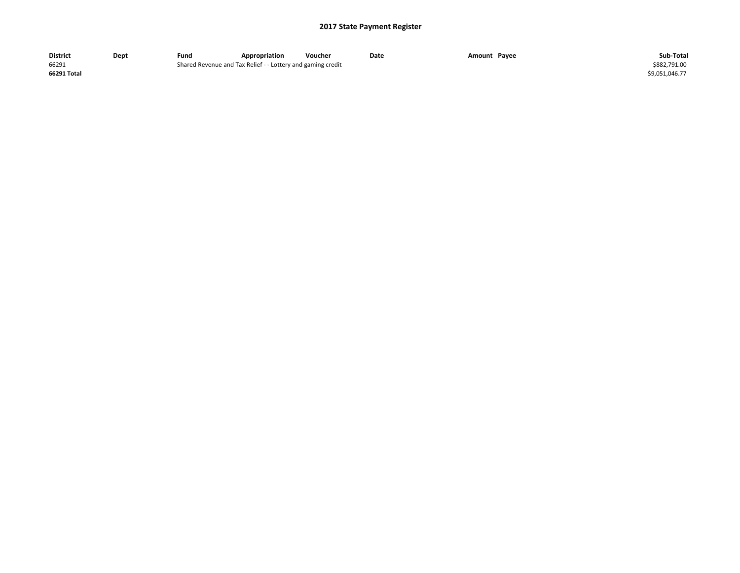## 2017 State Payment Register

| District | Dept | Fund | Appropriation | Voucher | Date | Amount | Payee | Sub-Total |
|---|---|---|---|---|---|---|---|---|
| 66291 | | Shared Revenue and Tax Relief - - Lottery and gaming credit | | | | | | $882,791.00 |
| **66291 Total** | | | | | | | | $9,051,046.77 |